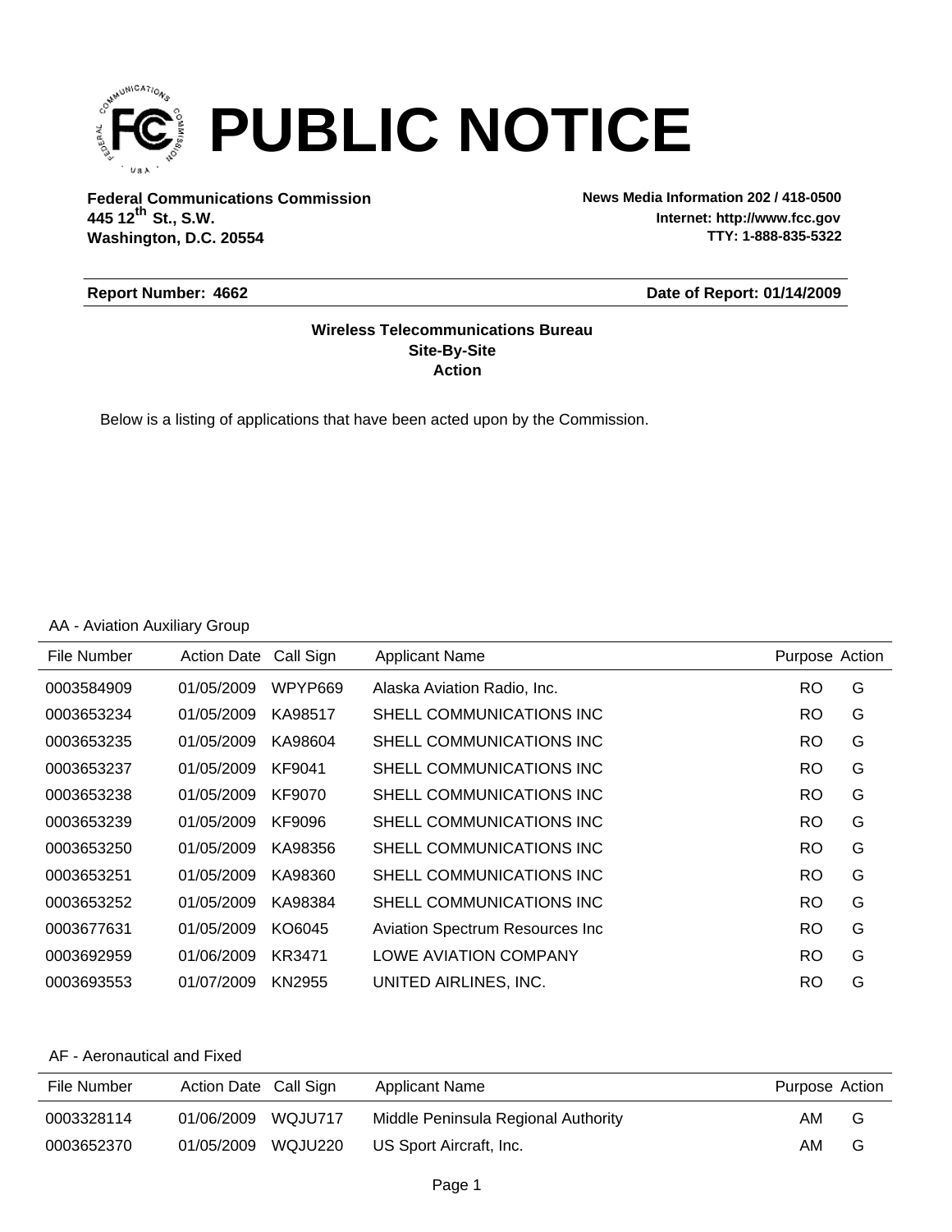# PUBLIC NOTICE

**Federal Communications Commission**
**445 12th St., S.W.**
**Washington, D.C. 20554**

**News Media Information 202 / 418-0500**
**Internet: http://www.fcc.gov**
**TTY: 1-888-835-5322**

**Report Number: 4662** **Date of Report: 01/14/2009**

**Wireless Telecommunications Bureau**
**Site-By-Site**
**Action**

Below is a listing of applications that have been acted upon by the Commission.

AA - Aviation Auxiliary Group

| File Number | Action Date | Call Sign | Applicant Name | Purpose | Action |
|---|---|---|---|---|---|
| 0003584909 | 01/05/2009 | WPYP669 | Alaska Aviation Radio, Inc. | RO | G |
| 0003653234 | 01/05/2009 | KA98517 | SHELL COMMUNICATIONS INC | RO | G |
| 0003653235 | 01/05/2009 | KA98604 | SHELL COMMUNICATIONS INC | RO | G |
| 0003653237 | 01/05/2009 | KF9041 | SHELL COMMUNICATIONS INC | RO | G |
| 0003653238 | 01/05/2009 | KF9070 | SHELL COMMUNICATIONS INC | RO | G |
| 0003653239 | 01/05/2009 | KF9096 | SHELL COMMUNICATIONS INC | RO | G |
| 0003653250 | 01/05/2009 | KA98356 | SHELL COMMUNICATIONS INC | RO | G |
| 0003653251 | 01/05/2009 | KA98360 | SHELL COMMUNICATIONS INC | RO | G |
| 0003653252 | 01/05/2009 | KA98384 | SHELL COMMUNICATIONS INC | RO | G |
| 0003677631 | 01/05/2009 | KO6045 | Aviation Spectrum Resources Inc | RO | G |
| 0003692959 | 01/06/2009 | KR3471 | LOWE AVIATION COMPANY | RO | G |
| 0003693553 | 01/07/2009 | KN2955 | UNITED AIRLINES, INC. | RO | G |

AF - Aeronautical and Fixed

| File Number | Action Date | Call Sign | Applicant Name | Purpose | Action |
|---|---|---|---|---|---|
| 0003328114 | 01/06/2009 | WQJU717 | Middle Peninsula Regional Authority | AM | G |
| 0003652370 | 01/05/2009 | WQJU220 | US Sport Aircraft, Inc. | AM | G |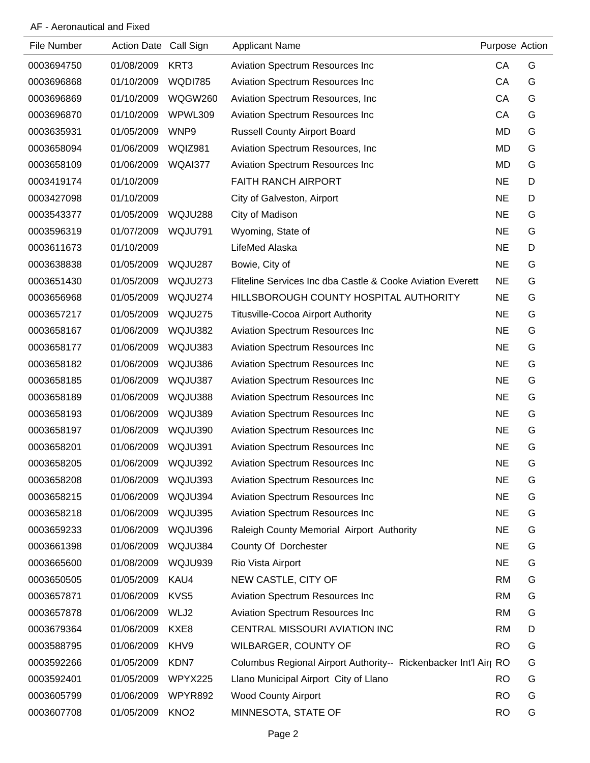AF - Aeronautical and Fixed

| File Number | Action Date | Call Sign | Applicant Name | Purpose | Action |
|---|---|---|---|---|---|
| 0003694750 | 01/08/2009 | KRT3 | Aviation Spectrum Resources Inc | CA | G |
| 0003696868 | 01/10/2009 | WQDI785 | Aviation Spectrum Resources Inc | CA | G |
| 0003696869 | 01/10/2009 | WQGW260 | Aviation Spectrum Resources, Inc | CA | G |
| 0003696870 | 01/10/2009 | WPWL309 | Aviation Spectrum Resources Inc | CA | G |
| 0003635931 | 01/05/2009 | WNP9 | Russell County Airport Board | MD | G |
| 0003658094 | 01/06/2009 | WQIZ981 | Aviation Spectrum Resources, Inc | MD | G |
| 0003658109 | 01/06/2009 | WQAI377 | Aviation Spectrum Resources Inc | MD | G |
| 0003419174 | 01/10/2009 | | FAITH RANCH AIRPORT | NE | D |
| 0003427098 | 01/10/2009 | | City of Galveston, Airport | NE | D |
| 0003543377 | 01/05/2009 | WQJU288 | City of Madison | NE | G |
| 0003596319 | 01/07/2009 | WQJU791 | Wyoming, State of | NE | G |
| 0003611673 | 01/10/2009 | | LifeMed Alaska | NE | D |
| 0003638838 | 01/05/2009 | WQJU287 | Bowie, City of | NE | G |
| 0003651430 | 01/05/2009 | WQJU273 | Fliteline Services Inc dba Castle & Cooke Aviation Everett | NE | G |
| 0003656968 | 01/05/2009 | WQJU274 | HILLSBOROUGH COUNTY HOSPITAL AUTHORITY | NE | G |
| 0003657217 | 01/05/2009 | WQJU275 | Titusville-Cocoa Airport Authority | NE | G |
| 0003658167 | 01/06/2009 | WQJU382 | Aviation Spectrum Resources Inc | NE | G |
| 0003658177 | 01/06/2009 | WQJU383 | Aviation Spectrum Resources Inc | NE | G |
| 0003658182 | 01/06/2009 | WQJU386 | Aviation Spectrum Resources Inc | NE | G |
| 0003658185 | 01/06/2009 | WQJU387 | Aviation Spectrum Resources Inc | NE | G |
| 0003658189 | 01/06/2009 | WQJU388 | Aviation Spectrum Resources Inc | NE | G |
| 0003658193 | 01/06/2009 | WQJU389 | Aviation Spectrum Resources Inc | NE | G |
| 0003658197 | 01/06/2009 | WQJU390 | Aviation Spectrum Resources Inc | NE | G |
| 0003658201 | 01/06/2009 | WQJU391 | Aviation Spectrum Resources Inc | NE | G |
| 0003658205 | 01/06/2009 | WQJU392 | Aviation Spectrum Resources Inc | NE | G |
| 0003658208 | 01/06/2009 | WQJU393 | Aviation Spectrum Resources Inc | NE | G |
| 0003658215 | 01/06/2009 | WQJU394 | Aviation Spectrum Resources Inc | NE | G |
| 0003658218 | 01/06/2009 | WQJU395 | Aviation Spectrum Resources Inc | NE | G |
| 0003659233 | 01/06/2009 | WQJU396 | Raleigh County Memorial Airport Authority | NE | G |
| 0003661398 | 01/06/2009 | WQJU384 | County Of Dorchester | NE | G |
| 0003665600 | 01/08/2009 | WQJU939 | Rio Vista Airport | NE | G |
| 0003650505 | 01/05/2009 | KAU4 | NEW CASTLE, CITY OF | RM | G |
| 0003657871 | 01/06/2009 | KVS5 | Aviation Spectrum Resources Inc | RM | G |
| 0003657878 | 01/06/2009 | WLJ2 | Aviation Spectrum Resources Inc | RM | G |
| 0003679364 | 01/06/2009 | KXE8 | CENTRAL MISSOURI AVIATION INC | RM | D |
| 0003588795 | 01/06/2009 | KHV9 | WILBARGER, COUNTY OF | RO | G |
| 0003592266 | 01/05/2009 | KDN7 | Columbus Regional Airport Authority-- Rickenbacker Int'l Airp | RO | G |
| 0003592401 | 01/05/2009 | WPYX225 | Llano Municipal Airport City of Llano | RO | G |
| 0003605799 | 01/06/2009 | WPYR892 | Wood County Airport | RO | G |
| 0003607708 | 01/05/2009 | KNO2 | MINNESOTA, STATE OF | RO | G |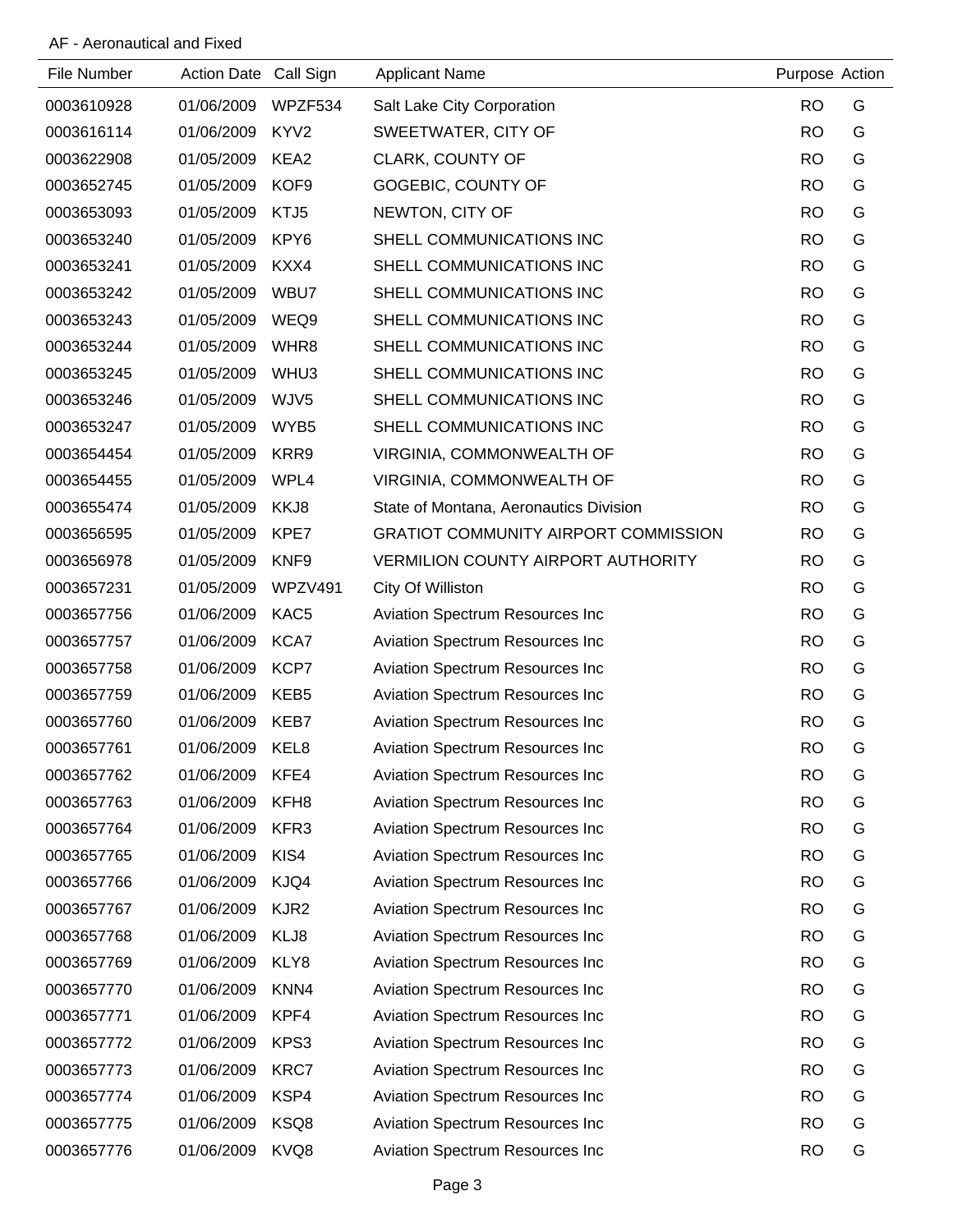AF - Aeronautical and Fixed

| File Number | Action Date | Call Sign | Applicant Name | Purpose | Action |
|---|---|---|---|---|---|
| 0003610928 | 01/06/2009 | WPZF534 | Salt Lake City Corporation | RO | G |
| 0003616114 | 01/06/2009 | KYV2 | SWEETWATER, CITY OF | RO | G |
| 0003622908 | 01/05/2009 | KEA2 | CLARK, COUNTY OF | RO | G |
| 0003652745 | 01/05/2009 | KOF9 | GOGEBIC, COUNTY OF | RO | G |
| 0003653093 | 01/05/2009 | KTJ5 | NEWTON, CITY OF | RO | G |
| 0003653240 | 01/05/2009 | KPY6 | SHELL COMMUNICATIONS INC | RO | G |
| 0003653241 | 01/05/2009 | KXX4 | SHELL COMMUNICATIONS INC | RO | G |
| 0003653242 | 01/05/2009 | WBU7 | SHELL COMMUNICATIONS INC | RO | G |
| 0003653243 | 01/05/2009 | WEQ9 | SHELL COMMUNICATIONS INC | RO | G |
| 0003653244 | 01/05/2009 | WHR8 | SHELL COMMUNICATIONS INC | RO | G |
| 0003653245 | 01/05/2009 | WHU3 | SHELL COMMUNICATIONS INC | RO | G |
| 0003653246 | 01/05/2009 | WJV5 | SHELL COMMUNICATIONS INC | RO | G |
| 0003653247 | 01/05/2009 | WYB5 | SHELL COMMUNICATIONS INC | RO | G |
| 0003654454 | 01/05/2009 | KRR9 | VIRGINIA, COMMONWEALTH OF | RO | G |
| 0003654455 | 01/05/2009 | WPL4 | VIRGINIA, COMMONWEALTH OF | RO | G |
| 0003655474 | 01/05/2009 | KKJ8 | State of Montana, Aeronautics Division | RO | G |
| 0003656595 | 01/05/2009 | KPE7 | GRATIOT COMMUNITY AIRPORT COMMISSION | RO | G |
| 0003656978 | 01/05/2009 | KNF9 | VERMILION COUNTY AIRPORT AUTHORITY | RO | G |
| 0003657231 | 01/05/2009 | WPZV491 | City Of Williston | RO | G |
| 0003657756 | 01/06/2009 | KAC5 | Aviation Spectrum Resources Inc | RO | G |
| 0003657757 | 01/06/2009 | KCA7 | Aviation Spectrum Resources Inc | RO | G |
| 0003657758 | 01/06/2009 | KCP7 | Aviation Spectrum Resources Inc | RO | G |
| 0003657759 | 01/06/2009 | KEB5 | Aviation Spectrum Resources Inc | RO | G |
| 0003657760 | 01/06/2009 | KEB7 | Aviation Spectrum Resources Inc | RO | G |
| 0003657761 | 01/06/2009 | KEL8 | Aviation Spectrum Resources Inc | RO | G |
| 0003657762 | 01/06/2009 | KFE4 | Aviation Spectrum Resources Inc | RO | G |
| 0003657763 | 01/06/2009 | KFH8 | Aviation Spectrum Resources Inc | RO | G |
| 0003657764 | 01/06/2009 | KFR3 | Aviation Spectrum Resources Inc | RO | G |
| 0003657765 | 01/06/2009 | KIS4 | Aviation Spectrum Resources Inc | RO | G |
| 0003657766 | 01/06/2009 | KJQ4 | Aviation Spectrum Resources Inc | RO | G |
| 0003657767 | 01/06/2009 | KJR2 | Aviation Spectrum Resources Inc | RO | G |
| 0003657768 | 01/06/2009 | KLJ8 | Aviation Spectrum Resources Inc | RO | G |
| 0003657769 | 01/06/2009 | KLY8 | Aviation Spectrum Resources Inc | RO | G |
| 0003657770 | 01/06/2009 | KNN4 | Aviation Spectrum Resources Inc | RO | G |
| 0003657771 | 01/06/2009 | KPF4 | Aviation Spectrum Resources Inc | RO | G |
| 0003657772 | 01/06/2009 | KPS3 | Aviation Spectrum Resources Inc | RO | G |
| 0003657773 | 01/06/2009 | KRC7 | Aviation Spectrum Resources Inc | RO | G |
| 0003657774 | 01/06/2009 | KSP4 | Aviation Spectrum Resources Inc | RO | G |
| 0003657775 | 01/06/2009 | KSQ8 | Aviation Spectrum Resources Inc | RO | G |
| 0003657776 | 01/06/2009 | KVQ8 | Aviation Spectrum Resources Inc | RO | G |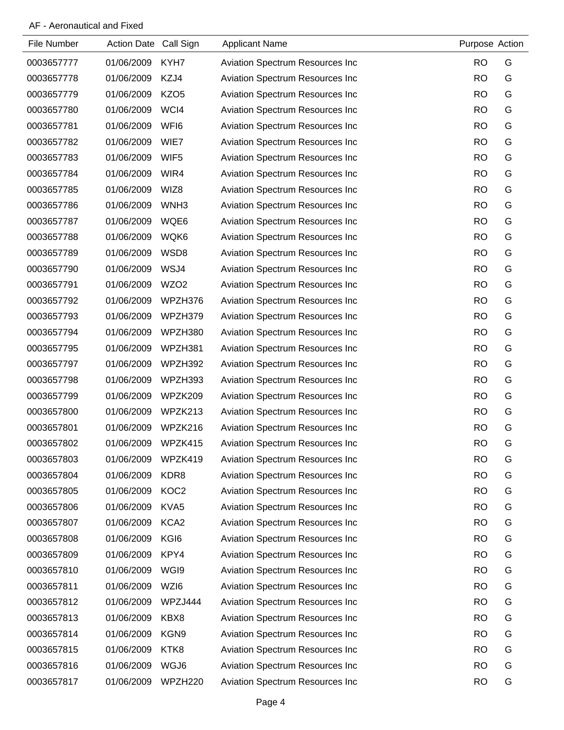AF - Aeronautical and Fixed

| File Number | Action Date | Call Sign | Applicant Name | Purpose | Action |
|---|---|---|---|---|---|
| 0003657777 | 01/06/2009 | KYH7 | Aviation Spectrum Resources Inc | RO | G |
| 0003657778 | 01/06/2009 | KZJ4 | Aviation Spectrum Resources Inc | RO | G |
| 0003657779 | 01/06/2009 | KZO5 | Aviation Spectrum Resources Inc | RO | G |
| 0003657780 | 01/06/2009 | WCI4 | Aviation Spectrum Resources Inc | RO | G |
| 0003657781 | 01/06/2009 | WFI6 | Aviation Spectrum Resources Inc | RO | G |
| 0003657782 | 01/06/2009 | WIE7 | Aviation Spectrum Resources Inc | RO | G |
| 0003657783 | 01/06/2009 | WIF5 | Aviation Spectrum Resources Inc | RO | G |
| 0003657784 | 01/06/2009 | WIR4 | Aviation Spectrum Resources Inc | RO | G |
| 0003657785 | 01/06/2009 | WIZ8 | Aviation Spectrum Resources Inc | RO | G |
| 0003657786 | 01/06/2009 | WNH3 | Aviation Spectrum Resources Inc | RO | G |
| 0003657787 | 01/06/2009 | WQE6 | Aviation Spectrum Resources Inc | RO | G |
| 0003657788 | 01/06/2009 | WQK6 | Aviation Spectrum Resources Inc | RO | G |
| 0003657789 | 01/06/2009 | WSD8 | Aviation Spectrum Resources Inc | RO | G |
| 0003657790 | 01/06/2009 | WSJ4 | Aviation Spectrum Resources Inc | RO | G |
| 0003657791 | 01/06/2009 | WZO2 | Aviation Spectrum Resources Inc | RO | G |
| 0003657792 | 01/06/2009 | WPZH376 | Aviation Spectrum Resources Inc | RO | G |
| 0003657793 | 01/06/2009 | WPZH379 | Aviation Spectrum Resources Inc | RO | G |
| 0003657794 | 01/06/2009 | WPZH380 | Aviation Spectrum Resources Inc | RO | G |
| 0003657795 | 01/06/2009 | WPZH381 | Aviation Spectrum Resources Inc | RO | G |
| 0003657797 | 01/06/2009 | WPZH392 | Aviation Spectrum Resources Inc | RO | G |
| 0003657798 | 01/06/2009 | WPZH393 | Aviation Spectrum Resources Inc | RO | G |
| 0003657799 | 01/06/2009 | WPZK209 | Aviation Spectrum Resources Inc | RO | G |
| 0003657800 | 01/06/2009 | WPZK213 | Aviation Spectrum Resources Inc | RO | G |
| 0003657801 | 01/06/2009 | WPZK216 | Aviation Spectrum Resources Inc | RO | G |
| 0003657802 | 01/06/2009 | WPZK415 | Aviation Spectrum Resources Inc | RO | G |
| 0003657803 | 01/06/2009 | WPZK419 | Aviation Spectrum Resources Inc | RO | G |
| 0003657804 | 01/06/2009 | KDR8 | Aviation Spectrum Resources Inc | RO | G |
| 0003657805 | 01/06/2009 | KOC2 | Aviation Spectrum Resources Inc | RO | G |
| 0003657806 | 01/06/2009 | KVA5 | Aviation Spectrum Resources Inc | RO | G |
| 0003657807 | 01/06/2009 | KCA2 | Aviation Spectrum Resources Inc | RO | G |
| 0003657808 | 01/06/2009 | KGI6 | Aviation Spectrum Resources Inc | RO | G |
| 0003657809 | 01/06/2009 | KPY4 | Aviation Spectrum Resources Inc | RO | G |
| 0003657810 | 01/06/2009 | WGI9 | Aviation Spectrum Resources Inc | RO | G |
| 0003657811 | 01/06/2009 | WZI6 | Aviation Spectrum Resources Inc | RO | G |
| 0003657812 | 01/06/2009 | WPZJ444 | Aviation Spectrum Resources Inc | RO | G |
| 0003657813 | 01/06/2009 | KBX8 | Aviation Spectrum Resources Inc | RO | G |
| 0003657814 | 01/06/2009 | KGN9 | Aviation Spectrum Resources Inc | RO | G |
| 0003657815 | 01/06/2009 | KTK8 | Aviation Spectrum Resources Inc | RO | G |
| 0003657816 | 01/06/2009 | WGJ6 | Aviation Spectrum Resources Inc | RO | G |
| 0003657817 | 01/06/2009 | WPZH220 | Aviation Spectrum Resources Inc | RO | G |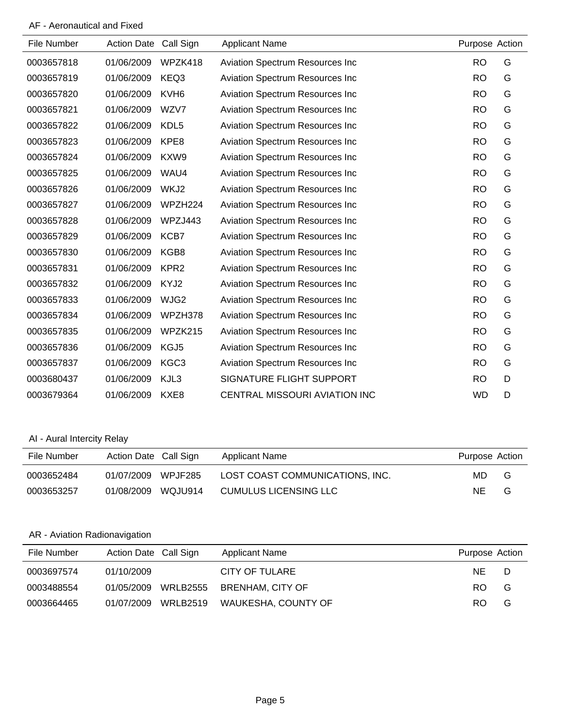## AF - Aeronautical and Fixed

| File Number | Action Date | Call Sign | Applicant Name | Purpose | Action |
|---|---|---|---|---|---|
| 0003657818 | 01/06/2009 | WPZK418 | Aviation Spectrum Resources Inc | RO | G |
| 0003657819 | 01/06/2009 | KEQ3 | Aviation Spectrum Resources Inc | RO | G |
| 0003657820 | 01/06/2009 | KVH6 | Aviation Spectrum Resources Inc | RO | G |
| 0003657821 | 01/06/2009 | WZV7 | Aviation Spectrum Resources Inc | RO | G |
| 0003657822 | 01/06/2009 | KDL5 | Aviation Spectrum Resources Inc | RO | G |
| 0003657823 | 01/06/2009 | KPE8 | Aviation Spectrum Resources Inc | RO | G |
| 0003657824 | 01/06/2009 | KXW9 | Aviation Spectrum Resources Inc | RO | G |
| 0003657825 | 01/06/2009 | WAU4 | Aviation Spectrum Resources Inc | RO | G |
| 0003657826 | 01/06/2009 | WKJ2 | Aviation Spectrum Resources Inc | RO | G |
| 0003657827 | 01/06/2009 | WPZH224 | Aviation Spectrum Resources Inc | RO | G |
| 0003657828 | 01/06/2009 | WPZJ443 | Aviation Spectrum Resources Inc | RO | G |
| 0003657829 | 01/06/2009 | KCB7 | Aviation Spectrum Resources Inc | RO | G |
| 0003657830 | 01/06/2009 | KGB8 | Aviation Spectrum Resources Inc | RO | G |
| 0003657831 | 01/06/2009 | KPR2 | Aviation Spectrum Resources Inc | RO | G |
| 0003657832 | 01/06/2009 | KYJ2 | Aviation Spectrum Resources Inc | RO | G |
| 0003657833 | 01/06/2009 | WJG2 | Aviation Spectrum Resources Inc | RO | G |
| 0003657834 | 01/06/2009 | WPZH378 | Aviation Spectrum Resources Inc | RO | G |
| 0003657835 | 01/06/2009 | WPZK215 | Aviation Spectrum Resources Inc | RO | G |
| 0003657836 | 01/06/2009 | KGJ5 | Aviation Spectrum Resources Inc | RO | G |
| 0003657837 | 01/06/2009 | KGC3 | Aviation Spectrum Resources Inc | RO | G |
| 0003680437 | 01/06/2009 | KJL3 | SIGNATURE FLIGHT SUPPORT | RO | D |
| 0003679364 | 01/06/2009 | KXE8 | CENTRAL MISSOURI AVIATION INC | WD | D |

## AI - Aural Intercity Relay

| File Number | Action Date | Call Sign | Applicant Name | Purpose | Action |
|---|---|---|---|---|---|
| 0003652484 | 01/07/2009 | WPJF285 | LOST COAST COMMUNICATIONS, INC. | MD | G |
| 0003653257 | 01/08/2009 | WQJU914 | CUMULUS LICENSING LLC | NE | G |

## AR - Aviation Radionavigation

| File Number | Action Date | Call Sign | Applicant Name | Purpose | Action |
|---|---|---|---|---|---|
| 0003697574 | 01/10/2009 | | CITY OF TULARE | NE | D |
| 0003488554 | 01/05/2009 | WRLB2555 | BRENHAM, CITY OF | RO | G |
| 0003664465 | 01/07/2009 | WRLB2519 | WAUKESHA, COUNTY OF | RO | G |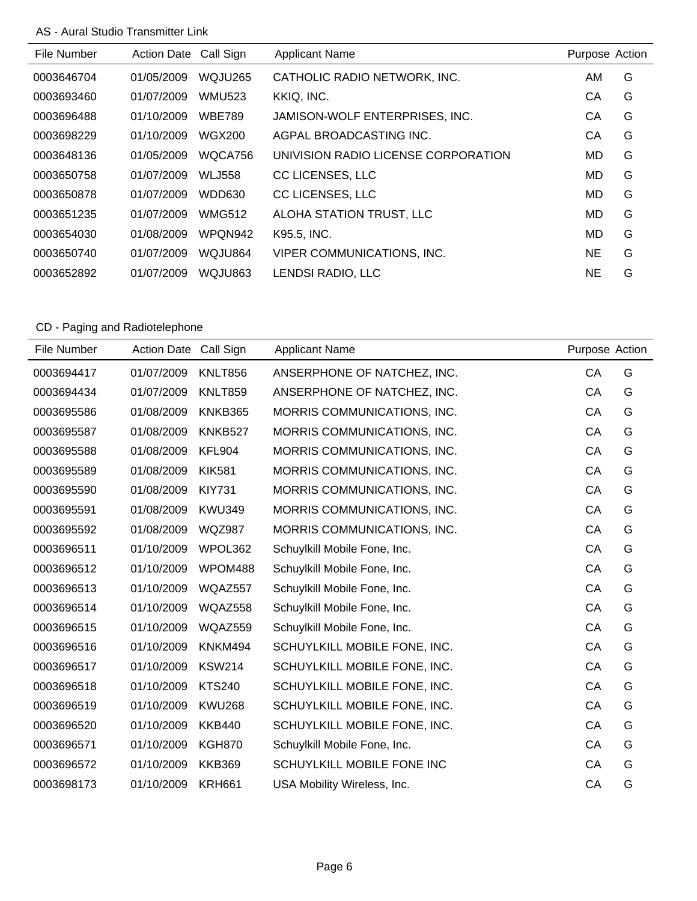## AS - Aural Studio Transmitter Link

| File Number | Action Date | Call Sign | Applicant Name | Purpose | Action |
|---|---|---|---|---|---|
| 0003646704 | 01/05/2009 | WQJU265 | CATHOLIC RADIO NETWORK, INC. | AM | G |
| 0003693460 | 01/07/2009 | WMU523 | KKIQ, INC. | CA | G |
| 0003696488 | 01/10/2009 | WBE789 | JAMISON-WOLF ENTERPRISES, INC. | CA | G |
| 0003698229 | 01/10/2009 | WGX200 | AGPAL BROADCASTING INC. | CA | G |
| 0003648136 | 01/05/2009 | WQCA756 | UNIVISION RADIO LICENSE CORPORATION | MD | G |
| 0003650758 | 01/07/2009 | WLJ558 | CC LICENSES, LLC | MD | G |
| 0003650878 | 01/07/2009 | WDD630 | CC LICENSES, LLC | MD | G |
| 0003651235 | 01/07/2009 | WMG512 | ALOHA STATION TRUST, LLC | MD | G |
| 0003654030 | 01/08/2009 | WPQN942 | K95.5, INC. | MD | G |
| 0003650740 | 01/07/2009 | WQJU864 | VIPER COMMUNICATIONS, INC. | NE | G |
| 0003652892 | 01/07/2009 | WQJU863 | LENDSI RADIO, LLC | NE | G |

## CD - Paging and Radiotelephone

| File Number | Action Date | Call Sign | Applicant Name | Purpose | Action |
|---|---|---|---|---|---|
| 0003694417 | 01/07/2009 | KNLT856 | ANSERPHONE OF NATCHEZ, INC. | CA | G |
| 0003694434 | 01/07/2009 | KNLT859 | ANSERPHONE OF NATCHEZ, INC. | CA | G |
| 0003695586 | 01/08/2009 | KNKB365 | MORRIS COMMUNICATIONS, INC. | CA | G |
| 0003695587 | 01/08/2009 | KNKB527 | MORRIS COMMUNICATIONS, INC. | CA | G |
| 0003695588 | 01/08/2009 | KFL904 | MORRIS COMMUNICATIONS, INC. | CA | G |
| 0003695589 | 01/08/2009 | KIK581 | MORRIS COMMUNICATIONS, INC. | CA | G |
| 0003695590 | 01/08/2009 | KIY731 | MORRIS COMMUNICATIONS, INC. | CA | G |
| 0003695591 | 01/08/2009 | KWU349 | MORRIS COMMUNICATIONS, INC. | CA | G |
| 0003695592 | 01/08/2009 | WQZ987 | MORRIS COMMUNICATIONS, INC. | CA | G |
| 0003696511 | 01/10/2009 | WPOL362 | Schuylkill Mobile Fone, Inc. | CA | G |
| 0003696512 | 01/10/2009 | WPOM488 | Schuylkill Mobile Fone, Inc. | CA | G |
| 0003696513 | 01/10/2009 | WQAZ557 | Schuylkill Mobile Fone, Inc. | CA | G |
| 0003696514 | 01/10/2009 | WQAZ558 | Schuylkill Mobile Fone, Inc. | CA | G |
| 0003696515 | 01/10/2009 | WQAZ559 | Schuylkill Mobile Fone, Inc. | CA | G |
| 0003696516 | 01/10/2009 | KNKM494 | SCHUYLKILL MOBILE FONE, INC. | CA | G |
| 0003696517 | 01/10/2009 | KSW214 | SCHUYLKILL MOBILE FONE, INC. | CA | G |
| 0003696518 | 01/10/2009 | KTS240 | SCHUYLKILL MOBILE FONE, INC. | CA | G |
| 0003696519 | 01/10/2009 | KWU268 | SCHUYLKILL MOBILE FONE, INC. | CA | G |
| 0003696520 | 01/10/2009 | KKB440 | SCHUYLKILL MOBILE FONE, INC. | CA | G |
| 0003696571 | 01/10/2009 | KGH870 | Schuylkill Mobile Fone, Inc. | CA | G |
| 0003696572 | 01/10/2009 | KKB369 | SCHUYLKILL MOBILE FONE INC | CA | G |
| 0003698173 | 01/10/2009 | KRH661 | USA Mobility Wireless, Inc. | CA | G |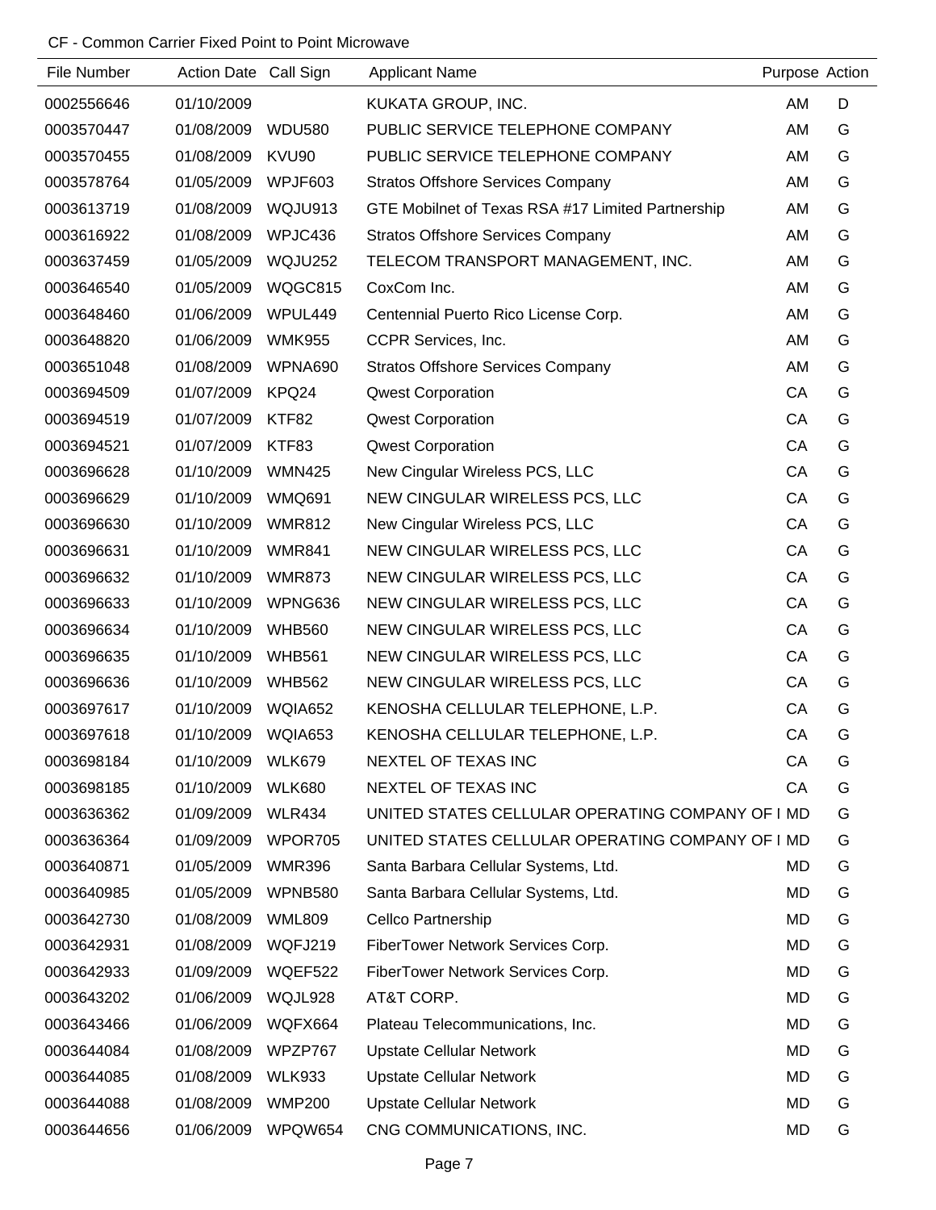CF - Common Carrier Fixed Point to Point Microwave

| File Number | Action Date | Call Sign | Applicant Name | Purpose | Action |
|---|---|---|---|---|---|
| 0002556646 | 01/10/2009 | | KUKATA GROUP, INC. | AM | D |
| 0003570447 | 01/08/2009 | WDU580 | PUBLIC SERVICE TELEPHONE COMPANY | AM | G |
| 0003570455 | 01/08/2009 | KVU90 | PUBLIC SERVICE TELEPHONE COMPANY | AM | G |
| 0003578764 | 01/05/2009 | WPJF603 | Stratos Offshore Services Company | AM | G |
| 0003613719 | 01/08/2009 | WQJU913 | GTE Mobilnet of Texas RSA #17 Limited Partnership | AM | G |
| 0003616922 | 01/08/2009 | WPJC436 | Stratos Offshore Services Company | AM | G |
| 0003637459 | 01/05/2009 | WQJU252 | TELECOM TRANSPORT MANAGEMENT, INC. | AM | G |
| 0003646540 | 01/05/2009 | WQGC815 | CoxCom Inc. | AM | G |
| 0003648460 | 01/06/2009 | WPUL449 | Centennial Puerto Rico License Corp. | AM | G |
| 0003648820 | 01/06/2009 | WMK955 | CCPR Services, Inc. | AM | G |
| 0003651048 | 01/08/2009 | WPNA690 | Stratos Offshore Services Company | AM | G |
| 0003694509 | 01/07/2009 | KPQ24 | Qwest Corporation | CA | G |
| 0003694519 | 01/07/2009 | KTF82 | Qwest Corporation | CA | G |
| 0003694521 | 01/07/2009 | KTF83 | Qwest Corporation | CA | G |
| 0003696628 | 01/10/2009 | WMN425 | New Cingular Wireless PCS, LLC | CA | G |
| 0003696629 | 01/10/2009 | WMQ691 | NEW CINGULAR WIRELESS PCS, LLC | CA | G |
| 0003696630 | 01/10/2009 | WMR812 | New Cingular Wireless PCS, LLC | CA | G |
| 0003696631 | 01/10/2009 | WMR841 | NEW CINGULAR WIRELESS PCS, LLC | CA | G |
| 0003696632 | 01/10/2009 | WMR873 | NEW CINGULAR WIRELESS PCS, LLC | CA | G |
| 0003696633 | 01/10/2009 | WPNG636 | NEW CINGULAR WIRELESS PCS, LLC | CA | G |
| 0003696634 | 01/10/2009 | WHB560 | NEW CINGULAR WIRELESS PCS, LLC | CA | G |
| 0003696635 | 01/10/2009 | WHB561 | NEW CINGULAR WIRELESS PCS, LLC | CA | G |
| 0003696636 | 01/10/2009 | WHB562 | NEW CINGULAR WIRELESS PCS, LLC | CA | G |
| 0003697617 | 01/10/2009 | WQIA652 | KENOSHA CELLULAR TELEPHONE, L.P. | CA | G |
| 0003697618 | 01/10/2009 | WQIA653 | KENOSHA CELLULAR TELEPHONE, L.P. | CA | G |
| 0003698184 | 01/10/2009 | WLK679 | NEXTEL OF TEXAS INC | CA | G |
| 0003698185 | 01/10/2009 | WLK680 | NEXTEL OF TEXAS INC | CA | G |
| 0003636362 | 01/09/2009 | WLR434 | UNITED STATES CELLULAR OPERATING COMPANY OF I | MD | G |
| 0003636364 | 01/09/2009 | WPOR705 | UNITED STATES CELLULAR OPERATING COMPANY OF I | MD | G |
| 0003640871 | 01/05/2009 | WMR396 | Santa Barbara Cellular Systems, Ltd. | MD | G |
| 0003640985 | 01/05/2009 | WPNB580 | Santa Barbara Cellular Systems, Ltd. | MD | G |
| 0003642730 | 01/08/2009 | WML809 | Cellco Partnership | MD | G |
| 0003642931 | 01/08/2009 | WQFJ219 | FiberTower Network Services Corp. | MD | G |
| 0003642933 | 01/09/2009 | WQEF522 | FiberTower Network Services Corp. | MD | G |
| 0003643202 | 01/06/2009 | WQJL928 | AT&T CORP. | MD | G |
| 0003643466 | 01/06/2009 | WQFX664 | Plateau Telecommunications, Inc. | MD | G |
| 0003644084 | 01/08/2009 | WPZP767 | Upstate Cellular Network | MD | G |
| 0003644085 | 01/08/2009 | WLK933 | Upstate Cellular Network | MD | G |
| 0003644088 | 01/08/2009 | WMP200 | Upstate Cellular Network | MD | G |
| 0003644656 | 01/06/2009 | WPQW654 | CNG COMMUNICATIONS, INC. | MD | G |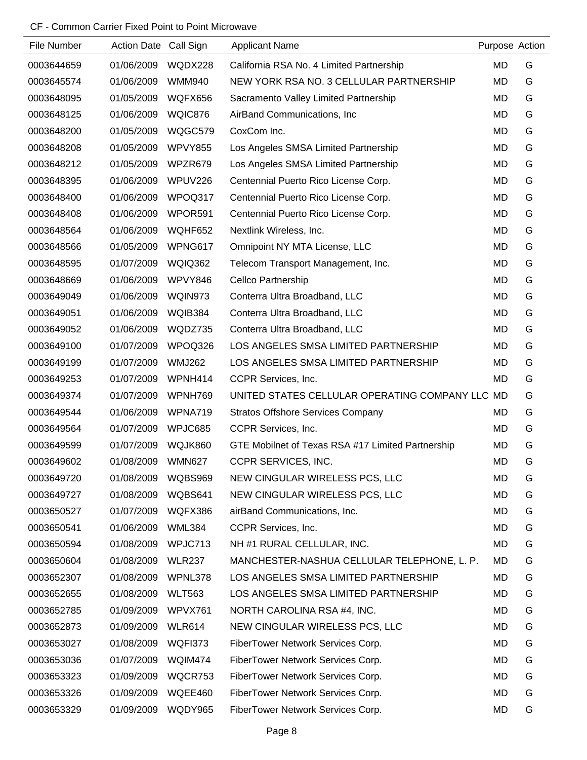CF - Common Carrier Fixed Point to Point Microwave

| File Number | Action Date | Call Sign | Applicant Name | Purpose | Action |
|---|---|---|---|---|---|
| 0003644659 | 01/06/2009 | WQDX228 | California RSA No. 4 Limited Partnership | MD | G |
| 0003645574 | 01/06/2009 | WMM940 | NEW YORK RSA NO. 3 CELLULAR PARTNERSHIP | MD | G |
| 0003648095 | 01/05/2009 | WQFX656 | Sacramento Valley Limited Partnership | MD | G |
| 0003648125 | 01/06/2009 | WQIC876 | AirBand Communications, Inc | MD | G |
| 0003648200 | 01/05/2009 | WQGC579 | CoxCom Inc. | MD | G |
| 0003648208 | 01/05/2009 | WPVY855 | Los Angeles SMSA Limited Partnership | MD | G |
| 0003648212 | 01/05/2009 | WPZR679 | Los Angeles SMSA Limited Partnership | MD | G |
| 0003648395 | 01/06/2009 | WPUV226 | Centennial Puerto Rico License Corp. | MD | G |
| 0003648400 | 01/06/2009 | WPOQ317 | Centennial Puerto Rico License Corp. | MD | G |
| 0003648408 | 01/06/2009 | WPOR591 | Centennial Puerto Rico License Corp. | MD | G |
| 0003648564 | 01/06/2009 | WQHF652 | Nextlink Wireless, Inc. | MD | G |
| 0003648566 | 01/05/2009 | WPNG617 | Omnipoint NY MTA License, LLC | MD | G |
| 0003648595 | 01/07/2009 | WQIQ362 | Telecom Transport Management, Inc. | MD | G |
| 0003648669 | 01/06/2009 | WPVY846 | Cellco Partnership | MD | G |
| 0003649049 | 01/06/2009 | WQIN973 | Conterra Ultra Broadband, LLC | MD | G |
| 0003649051 | 01/06/2009 | WQIB384 | Conterra Ultra Broadband, LLC | MD | G |
| 0003649052 | 01/06/2009 | WQDZ735 | Conterra Ultra Broadband, LLC | MD | G |
| 0003649100 | 01/07/2009 | WPOQ326 | LOS ANGELES SMSA LIMITED PARTNERSHIP | MD | G |
| 0003649199 | 01/07/2009 | WMJ262 | LOS ANGELES SMSA LIMITED PARTNERSHIP | MD | G |
| 0003649253 | 01/07/2009 | WPNH414 | CCPR Services, Inc. | MD | G |
| 0003649374 | 01/07/2009 | WPNH769 | UNITED STATES CELLULAR OPERATING COMPANY LLC | MD | G |
| 0003649544 | 01/06/2009 | WPNA719 | Stratos Offshore Services Company | MD | G |
| 0003649564 | 01/07/2009 | WPJC685 | CCPR Services, Inc. | MD | G |
| 0003649599 | 01/07/2009 | WQJK860 | GTE Mobilnet of Texas RSA #17 Limited Partnership | MD | G |
| 0003649602 | 01/08/2009 | WMN627 | CCPR SERVICES, INC. | MD | G |
| 0003649720 | 01/08/2009 | WQBS969 | NEW CINGULAR WIRELESS PCS, LLC | MD | G |
| 0003649727 | 01/08/2009 | WQBS641 | NEW CINGULAR WIRELESS PCS, LLC | MD | G |
| 0003650527 | 01/07/2009 | WQFX386 | airBand Communications, Inc. | MD | G |
| 0003650541 | 01/06/2009 | WML384 | CCPR Services, Inc. | MD | G |
| 0003650594 | 01/08/2009 | WPJC713 | NH #1 RURAL CELLULAR, INC. | MD | G |
| 0003650604 | 01/08/2009 | WLR237 | MANCHESTER-NASHUA CELLULAR TELEPHONE, L. P. | MD | G |
| 0003652307 | 01/08/2009 | WPNL378 | LOS ANGELES SMSA LIMITED PARTNERSHIP | MD | G |
| 0003652655 | 01/08/2009 | WLT563 | LOS ANGELES SMSA LIMITED PARTNERSHIP | MD | G |
| 0003652785 | 01/09/2009 | WPVX761 | NORTH CAROLINA RSA #4, INC. | MD | G |
| 0003652873 | 01/09/2009 | WLR614 | NEW CINGULAR WIRELESS PCS, LLC | MD | G |
| 0003653027 | 01/08/2009 | WQFI373 | FiberTower Network Services Corp. | MD | G |
| 0003653036 | 01/07/2009 | WQIM474 | FiberTower Network Services Corp. | MD | G |
| 0003653323 | 01/09/2009 | WQCR753 | FiberTower Network Services Corp. | MD | G |
| 0003653326 | 01/09/2009 | WQEE460 | FiberTower Network Services Corp. | MD | G |
| 0003653329 | 01/09/2009 | WQDY965 | FiberTower Network Services Corp. | MD | G |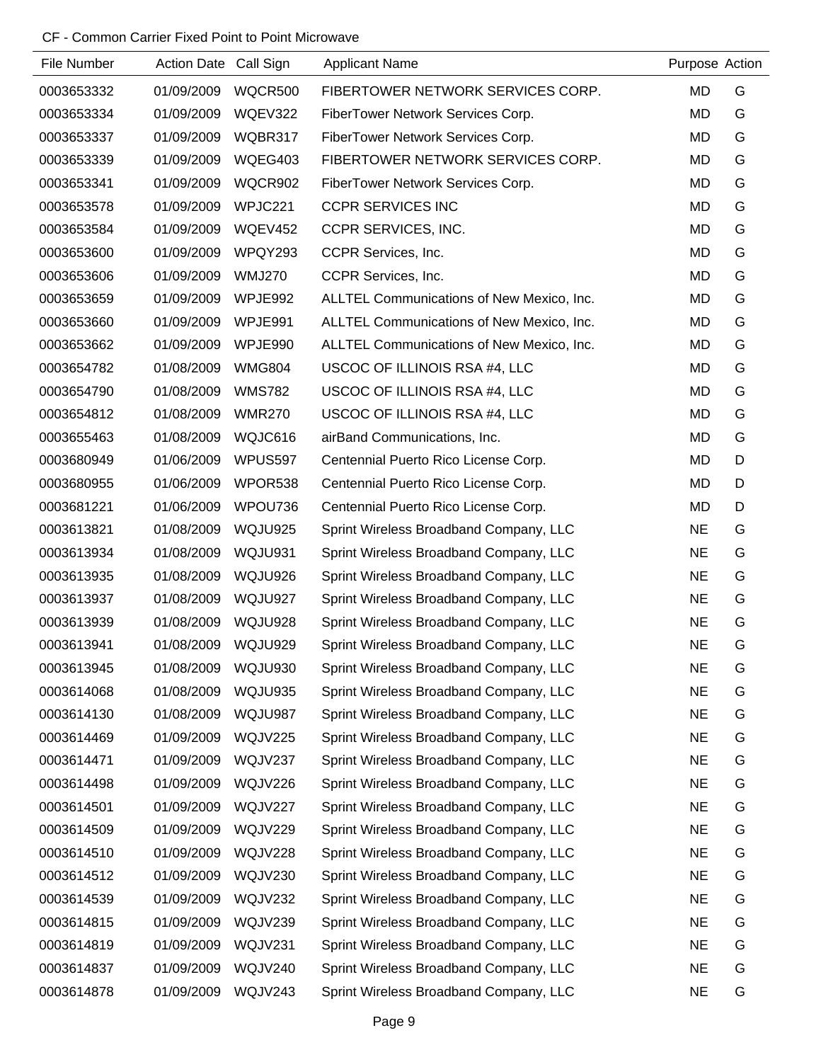CF - Common Carrier Fixed Point to Point Microwave

| File Number | Action Date | Call Sign | Applicant Name | Purpose | Action |
|---|---|---|---|---|---|
| 0003653332 | 01/09/2009 | WQCR500 | FIBERTOWER NETWORK SERVICES CORP. | MD | G |
| 0003653334 | 01/09/2009 | WQEV322 | FiberTower Network Services Corp. | MD | G |
| 0003653337 | 01/09/2009 | WQBR317 | FiberTower Network Services Corp. | MD | G |
| 0003653339 | 01/09/2009 | WQEG403 | FIBERTOWER NETWORK SERVICES CORP. | MD | G |
| 0003653341 | 01/09/2009 | WQCR902 | FiberTower Network Services Corp. | MD | G |
| 0003653578 | 01/09/2009 | WPJC221 | CCPR SERVICES INC | MD | G |
| 0003653584 | 01/09/2009 | WQEV452 | CCPR SERVICES, INC. | MD | G |
| 0003653600 | 01/09/2009 | WPQY293 | CCPR Services, Inc. | MD | G |
| 0003653606 | 01/09/2009 | WMJ270 | CCPR Services, Inc. | MD | G |
| 0003653659 | 01/09/2009 | WPJE992 | ALLTEL Communications of New Mexico, Inc. | MD | G |
| 0003653660 | 01/09/2009 | WPJE991 | ALLTEL Communications of New Mexico, Inc. | MD | G |
| 0003653662 | 01/09/2009 | WPJE990 | ALLTEL Communications of New Mexico, Inc. | MD | G |
| 0003654782 | 01/08/2009 | WMG804 | USCOC OF ILLINOIS RSA #4, LLC | MD | G |
| 0003654790 | 01/08/2009 | WMS782 | USCOC OF ILLINOIS RSA #4, LLC | MD | G |
| 0003654812 | 01/08/2009 | WMR270 | USCOC OF ILLINOIS RSA #4, LLC | MD | G |
| 0003655463 | 01/08/2009 | WQJC616 | airBand Communications, Inc. | MD | G |
| 0003680949 | 01/06/2009 | WPUS597 | Centennial Puerto Rico License Corp. | MD | D |
| 0003680955 | 01/06/2009 | WPOR538 | Centennial Puerto Rico License Corp. | MD | D |
| 0003681221 | 01/06/2009 | WPOU736 | Centennial Puerto Rico License Corp. | MD | D |
| 0003613821 | 01/08/2009 | WQJU925 | Sprint Wireless Broadband Company, LLC | NE | G |
| 0003613934 | 01/08/2009 | WQJU931 | Sprint Wireless Broadband Company, LLC | NE | G |
| 0003613935 | 01/08/2009 | WQJU926 | Sprint Wireless Broadband Company, LLC | NE | G |
| 0003613937 | 01/08/2009 | WQJU927 | Sprint Wireless Broadband Company, LLC | NE | G |
| 0003613939 | 01/08/2009 | WQJU928 | Sprint Wireless Broadband Company, LLC | NE | G |
| 0003613941 | 01/08/2009 | WQJU929 | Sprint Wireless Broadband Company, LLC | NE | G |
| 0003613945 | 01/08/2009 | WQJU930 | Sprint Wireless Broadband Company, LLC | NE | G |
| 0003614068 | 01/08/2009 | WQJU935 | Sprint Wireless Broadband Company, LLC | NE | G |
| 0003614130 | 01/08/2009 | WQJU987 | Sprint Wireless Broadband Company, LLC | NE | G |
| 0003614469 | 01/09/2009 | WQJV225 | Sprint Wireless Broadband Company, LLC | NE | G |
| 0003614471 | 01/09/2009 | WQJV237 | Sprint Wireless Broadband Company, LLC | NE | G |
| 0003614498 | 01/09/2009 | WQJV226 | Sprint Wireless Broadband Company, LLC | NE | G |
| 0003614501 | 01/09/2009 | WQJV227 | Sprint Wireless Broadband Company, LLC | NE | G |
| 0003614509 | 01/09/2009 | WQJV229 | Sprint Wireless Broadband Company, LLC | NE | G |
| 0003614510 | 01/09/2009 | WQJV228 | Sprint Wireless Broadband Company, LLC | NE | G |
| 0003614512 | 01/09/2009 | WQJV230 | Sprint Wireless Broadband Company, LLC | NE | G |
| 0003614539 | 01/09/2009 | WQJV232 | Sprint Wireless Broadband Company, LLC | NE | G |
| 0003614815 | 01/09/2009 | WQJV239 | Sprint Wireless Broadband Company, LLC | NE | G |
| 0003614819 | 01/09/2009 | WQJV231 | Sprint Wireless Broadband Company, LLC | NE | G |
| 0003614837 | 01/09/2009 | WQJV240 | Sprint Wireless Broadband Company, LLC | NE | G |
| 0003614878 | 01/09/2009 | WQJV243 | Sprint Wireless Broadband Company, LLC | NE | G |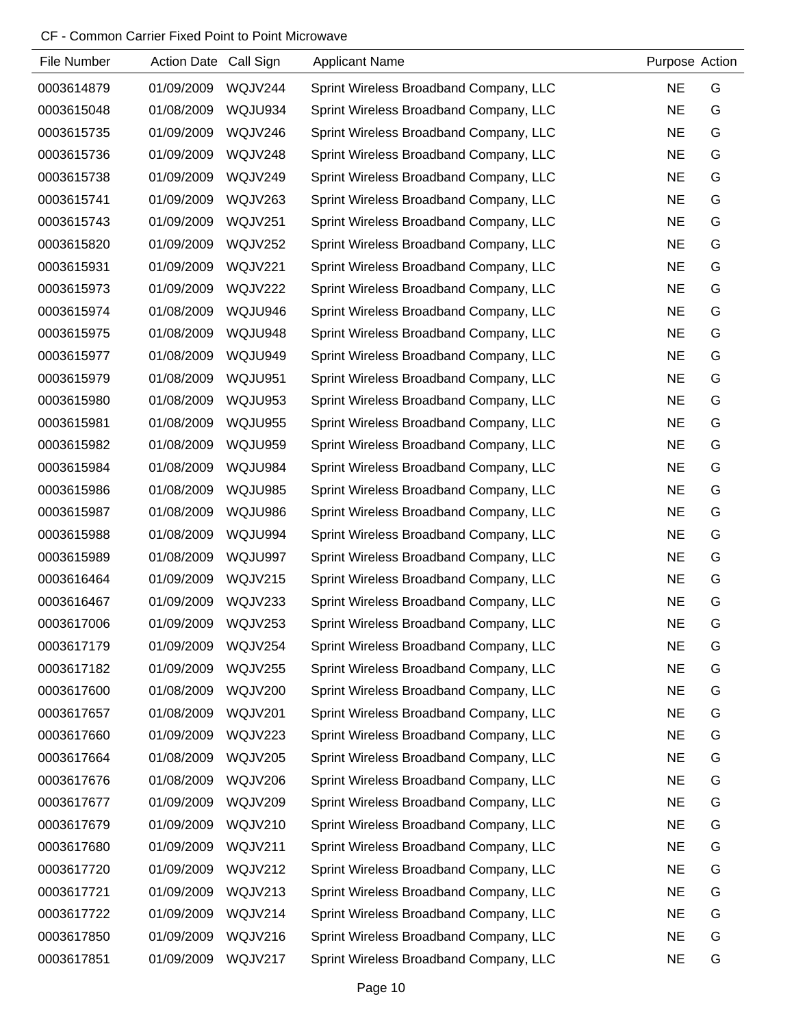CF - Common Carrier Fixed Point to Point Microwave

| File Number | Action Date | Call Sign | Applicant Name | Purpose | Action |
|---|---|---|---|---|---|
| 0003614879 | 01/09/2009 | WQJV244 | Sprint Wireless Broadband Company, LLC | NE | G |
| 0003615048 | 01/08/2009 | WQJU934 | Sprint Wireless Broadband Company, LLC | NE | G |
| 0003615735 | 01/09/2009 | WQJV246 | Sprint Wireless Broadband Company, LLC | NE | G |
| 0003615736 | 01/09/2009 | WQJV248 | Sprint Wireless Broadband Company, LLC | NE | G |
| 0003615738 | 01/09/2009 | WQJV249 | Sprint Wireless Broadband Company, LLC | NE | G |
| 0003615741 | 01/09/2009 | WQJV263 | Sprint Wireless Broadband Company, LLC | NE | G |
| 0003615743 | 01/09/2009 | WQJV251 | Sprint Wireless Broadband Company, LLC | NE | G |
| 0003615820 | 01/09/2009 | WQJV252 | Sprint Wireless Broadband Company, LLC | NE | G |
| 0003615931 | 01/09/2009 | WQJV221 | Sprint Wireless Broadband Company, LLC | NE | G |
| 0003615973 | 01/09/2009 | WQJV222 | Sprint Wireless Broadband Company, LLC | NE | G |
| 0003615974 | 01/08/2009 | WQJU946 | Sprint Wireless Broadband Company, LLC | NE | G |
| 0003615975 | 01/08/2009 | WQJU948 | Sprint Wireless Broadband Company, LLC | NE | G |
| 0003615977 | 01/08/2009 | WQJU949 | Sprint Wireless Broadband Company, LLC | NE | G |
| 0003615979 | 01/08/2009 | WQJU951 | Sprint Wireless Broadband Company, LLC | NE | G |
| 0003615980 | 01/08/2009 | WQJU953 | Sprint Wireless Broadband Company, LLC | NE | G |
| 0003615981 | 01/08/2009 | WQJU955 | Sprint Wireless Broadband Company, LLC | NE | G |
| 0003615982 | 01/08/2009 | WQJU959 | Sprint Wireless Broadband Company, LLC | NE | G |
| 0003615984 | 01/08/2009 | WQJU984 | Sprint Wireless Broadband Company, LLC | NE | G |
| 0003615986 | 01/08/2009 | WQJU985 | Sprint Wireless Broadband Company, LLC | NE | G |
| 0003615987 | 01/08/2009 | WQJU986 | Sprint Wireless Broadband Company, LLC | NE | G |
| 0003615988 | 01/08/2009 | WQJU994 | Sprint Wireless Broadband Company, LLC | NE | G |
| 0003615989 | 01/08/2009 | WQJU997 | Sprint Wireless Broadband Company, LLC | NE | G |
| 0003616464 | 01/09/2009 | WQJV215 | Sprint Wireless Broadband Company, LLC | NE | G |
| 0003616467 | 01/09/2009 | WQJV233 | Sprint Wireless Broadband Company, LLC | NE | G |
| 0003617006 | 01/09/2009 | WQJV253 | Sprint Wireless Broadband Company, LLC | NE | G |
| 0003617179 | 01/09/2009 | WQJV254 | Sprint Wireless Broadband Company, LLC | NE | G |
| 0003617182 | 01/09/2009 | WQJV255 | Sprint Wireless Broadband Company, LLC | NE | G |
| 0003617600 | 01/08/2009 | WQJV200 | Sprint Wireless Broadband Company, LLC | NE | G |
| 0003617657 | 01/08/2009 | WQJV201 | Sprint Wireless Broadband Company, LLC | NE | G |
| 0003617660 | 01/09/2009 | WQJV223 | Sprint Wireless Broadband Company, LLC | NE | G |
| 0003617664 | 01/08/2009 | WQJV205 | Sprint Wireless Broadband Company, LLC | NE | G |
| 0003617676 | 01/08/2009 | WQJV206 | Sprint Wireless Broadband Company, LLC | NE | G |
| 0003617677 | 01/09/2009 | WQJV209 | Sprint Wireless Broadband Company, LLC | NE | G |
| 0003617679 | 01/09/2009 | WQJV210 | Sprint Wireless Broadband Company, LLC | NE | G |
| 0003617680 | 01/09/2009 | WQJV211 | Sprint Wireless Broadband Company, LLC | NE | G |
| 0003617720 | 01/09/2009 | WQJV212 | Sprint Wireless Broadband Company, LLC | NE | G |
| 0003617721 | 01/09/2009 | WQJV213 | Sprint Wireless Broadband Company, LLC | NE | G |
| 0003617722 | 01/09/2009 | WQJV214 | Sprint Wireless Broadband Company, LLC | NE | G |
| 0003617850 | 01/09/2009 | WQJV216 | Sprint Wireless Broadband Company, LLC | NE | G |
| 0003617851 | 01/09/2009 | WQJV217 | Sprint Wireless Broadband Company, LLC | NE | G |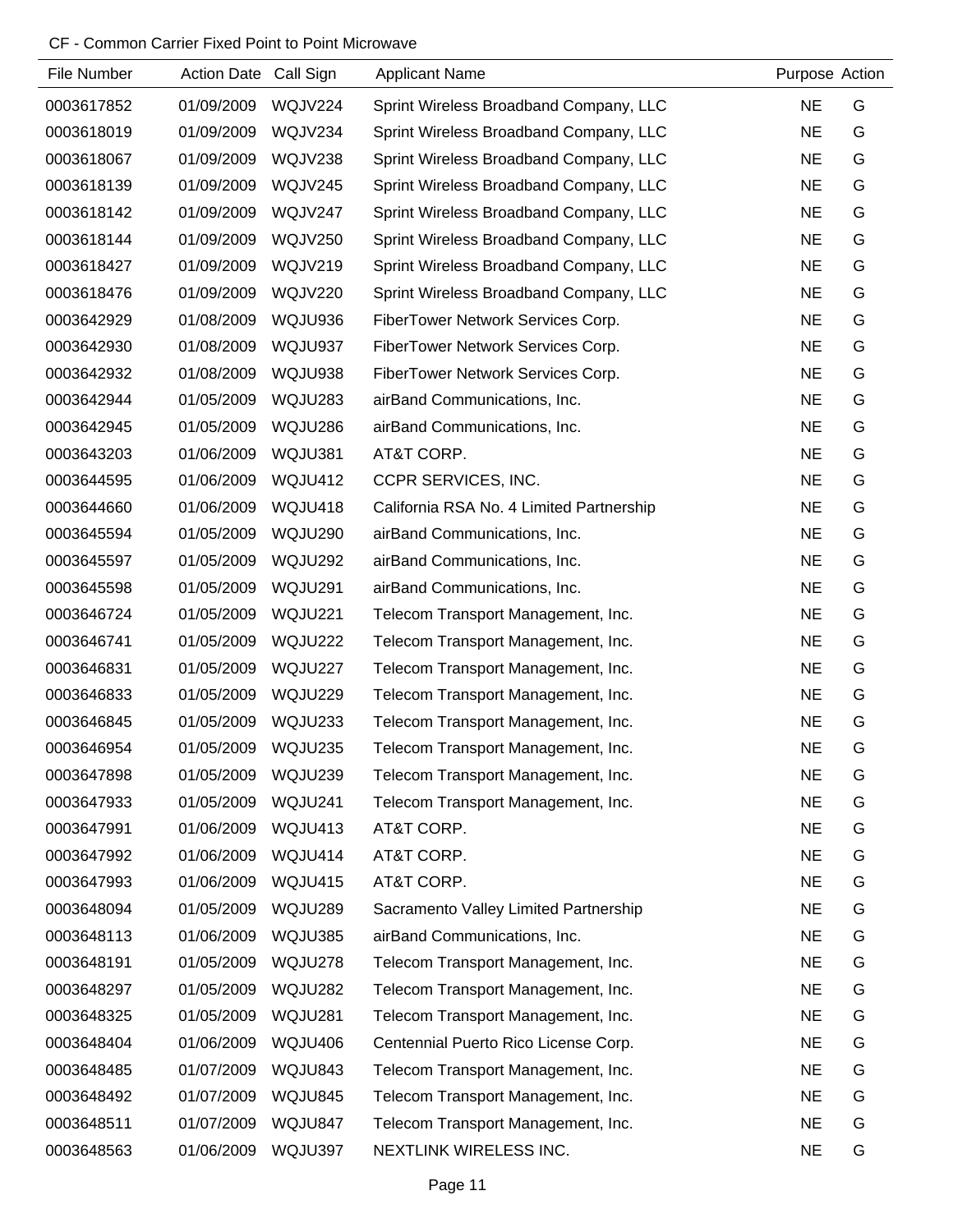CF - Common Carrier Fixed Point to Point Microwave

| File Number | Action Date | Call Sign | Applicant Name | Purpose | Action |
|---|---|---|---|---|---|
| 0003617852 | 01/09/2009 | WQJV224 | Sprint Wireless Broadband Company, LLC | NE | G |
| 0003618019 | 01/09/2009 | WQJV234 | Sprint Wireless Broadband Company, LLC | NE | G |
| 0003618067 | 01/09/2009 | WQJV238 | Sprint Wireless Broadband Company, LLC | NE | G |
| 0003618139 | 01/09/2009 | WQJV245 | Sprint Wireless Broadband Company, LLC | NE | G |
| 0003618142 | 01/09/2009 | WQJV247 | Sprint Wireless Broadband Company, LLC | NE | G |
| 0003618144 | 01/09/2009 | WQJV250 | Sprint Wireless Broadband Company, LLC | NE | G |
| 0003618427 | 01/09/2009 | WQJV219 | Sprint Wireless Broadband Company, LLC | NE | G |
| 0003618476 | 01/09/2009 | WQJV220 | Sprint Wireless Broadband Company, LLC | NE | G |
| 0003642929 | 01/08/2009 | WQJU936 | FiberTower Network Services Corp. | NE | G |
| 0003642930 | 01/08/2009 | WQJU937 | FiberTower Network Services Corp. | NE | G |
| 0003642932 | 01/08/2009 | WQJU938 | FiberTower Network Services Corp. | NE | G |
| 0003642944 | 01/05/2009 | WQJU283 | airBand Communications, Inc. | NE | G |
| 0003642945 | 01/05/2009 | WQJU286 | airBand Communications, Inc. | NE | G |
| 0003643203 | 01/06/2009 | WQJU381 | AT&T CORP. | NE | G |
| 0003644595 | 01/06/2009 | WQJU412 | CCPR SERVICES, INC. | NE | G |
| 0003644660 | 01/06/2009 | WQJU418 | California RSA No. 4 Limited Partnership | NE | G |
| 0003645594 | 01/05/2009 | WQJU290 | airBand Communications, Inc. | NE | G |
| 0003645597 | 01/05/2009 | WQJU292 | airBand Communications, Inc. | NE | G |
| 0003645598 | 01/05/2009 | WQJU291 | airBand Communications, Inc. | NE | G |
| 0003646724 | 01/05/2009 | WQJU221 | Telecom Transport Management, Inc. | NE | G |
| 0003646741 | 01/05/2009 | WQJU222 | Telecom Transport Management, Inc. | NE | G |
| 0003646831 | 01/05/2009 | WQJU227 | Telecom Transport Management, Inc. | NE | G |
| 0003646833 | 01/05/2009 | WQJU229 | Telecom Transport Management, Inc. | NE | G |
| 0003646845 | 01/05/2009 | WQJU233 | Telecom Transport Management, Inc. | NE | G |
| 0003646954 | 01/05/2009 | WQJU235 | Telecom Transport Management, Inc. | NE | G |
| 0003647898 | 01/05/2009 | WQJU239 | Telecom Transport Management, Inc. | NE | G |
| 0003647933 | 01/05/2009 | WQJU241 | Telecom Transport Management, Inc. | NE | G |
| 0003647991 | 01/06/2009 | WQJU413 | AT&T CORP. | NE | G |
| 0003647992 | 01/06/2009 | WQJU414 | AT&T CORP. | NE | G |
| 0003647993 | 01/06/2009 | WQJU415 | AT&T CORP. | NE | G |
| 0003648094 | 01/05/2009 | WQJU289 | Sacramento Valley Limited Partnership | NE | G |
| 0003648113 | 01/06/2009 | WQJU385 | airBand Communications, Inc. | NE | G |
| 0003648191 | 01/05/2009 | WQJU278 | Telecom Transport Management, Inc. | NE | G |
| 0003648297 | 01/05/2009 | WQJU282 | Telecom Transport Management, Inc. | NE | G |
| 0003648325 | 01/05/2009 | WQJU281 | Telecom Transport Management, Inc. | NE | G |
| 0003648404 | 01/06/2009 | WQJU406 | Centennial Puerto Rico License Corp. | NE | G |
| 0003648485 | 01/07/2009 | WQJU843 | Telecom Transport Management, Inc. | NE | G |
| 0003648492 | 01/07/2009 | WQJU845 | Telecom Transport Management, Inc. | NE | G |
| 0003648511 | 01/07/2009 | WQJU847 | Telecom Transport Management, Inc. | NE | G |
| 0003648563 | 01/06/2009 | WQJU397 | NEXTLINK WIRELESS INC. | NE | G |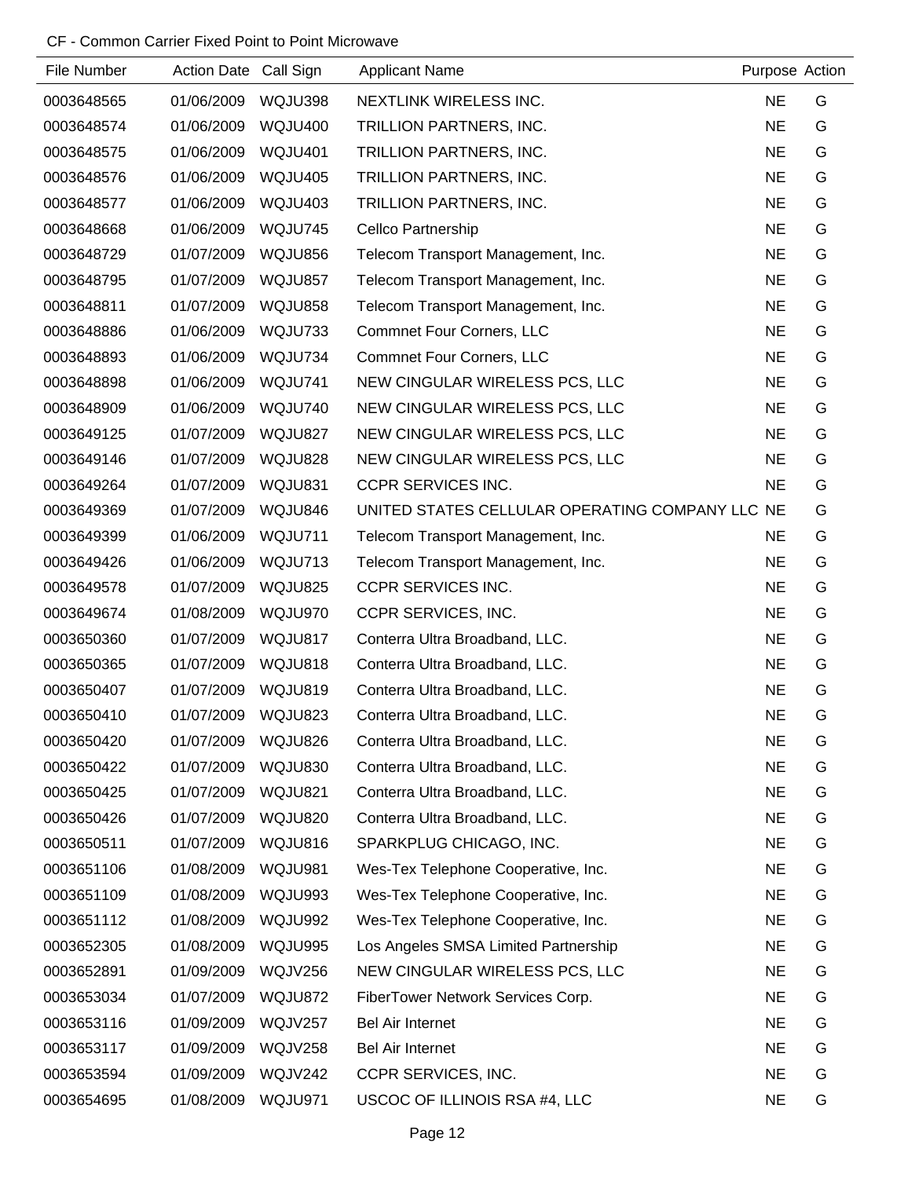CF - Common Carrier Fixed Point to Point Microwave

| File Number | Action Date | Call Sign | Applicant Name | Purpose | Action |
|---|---|---|---|---|---|
| 0003648565 | 01/06/2009 | WQJU398 | NEXTLINK WIRELESS INC. | NE | G |
| 0003648574 | 01/06/2009 | WQJU400 | TRILLION PARTNERS, INC. | NE | G |
| 0003648575 | 01/06/2009 | WQJU401 | TRILLION PARTNERS, INC. | NE | G |
| 0003648576 | 01/06/2009 | WQJU405 | TRILLION PARTNERS, INC. | NE | G |
| 0003648577 | 01/06/2009 | WQJU403 | TRILLION PARTNERS, INC. | NE | G |
| 0003648668 | 01/06/2009 | WQJU745 | Cellco Partnership | NE | G |
| 0003648729 | 01/07/2009 | WQJU856 | Telecom Transport Management, Inc. | NE | G |
| 0003648795 | 01/07/2009 | WQJU857 | Telecom Transport Management, Inc. | NE | G |
| 0003648811 | 01/07/2009 | WQJU858 | Telecom Transport Management, Inc. | NE | G |
| 0003648886 | 01/06/2009 | WQJU733 | Commnet Four Corners, LLC | NE | G |
| 0003648893 | 01/06/2009 | WQJU734 | Commnet Four Corners, LLC | NE | G |
| 0003648898 | 01/06/2009 | WQJU741 | NEW CINGULAR WIRELESS PCS, LLC | NE | G |
| 0003648909 | 01/06/2009 | WQJU740 | NEW CINGULAR WIRELESS PCS, LLC | NE | G |
| 0003649125 | 01/07/2009 | WQJU827 | NEW CINGULAR WIRELESS PCS, LLC | NE | G |
| 0003649146 | 01/07/2009 | WQJU828 | NEW CINGULAR WIRELESS PCS, LLC | NE | G |
| 0003649264 | 01/07/2009 | WQJU831 | CCPR SERVICES INC. | NE | G |
| 0003649369 | 01/07/2009 | WQJU846 | UNITED STATES CELLULAR OPERATING COMPANY LLC | NE | G |
| 0003649399 | 01/06/2009 | WQJU711 | Telecom Transport Management, Inc. | NE | G |
| 0003649426 | 01/06/2009 | WQJU713 | Telecom Transport Management, Inc. | NE | G |
| 0003649578 | 01/07/2009 | WQJU825 | CCPR SERVICES INC. | NE | G |
| 0003649674 | 01/08/2009 | WQJU970 | CCPR SERVICES, INC. | NE | G |
| 0003650360 | 01/07/2009 | WQJU817 | Conterra Ultra Broadband, LLC. | NE | G |
| 0003650365 | 01/07/2009 | WQJU818 | Conterra Ultra Broadband, LLC. | NE | G |
| 0003650407 | 01/07/2009 | WQJU819 | Conterra Ultra Broadband, LLC. | NE | G |
| 0003650410 | 01/07/2009 | WQJU823 | Conterra Ultra Broadband, LLC. | NE | G |
| 0003650420 | 01/07/2009 | WQJU826 | Conterra Ultra Broadband, LLC. | NE | G |
| 0003650422 | 01/07/2009 | WQJU830 | Conterra Ultra Broadband, LLC. | NE | G |
| 0003650425 | 01/07/2009 | WQJU821 | Conterra Ultra Broadband, LLC. | NE | G |
| 0003650426 | 01/07/2009 | WQJU820 | Conterra Ultra Broadband, LLC. | NE | G |
| 0003650511 | 01/07/2009 | WQJU816 | SPARKPLUG CHICAGO, INC. | NE | G |
| 0003651106 | 01/08/2009 | WQJU981 | Wes-Tex Telephone Cooperative, Inc. | NE | G |
| 0003651109 | 01/08/2009 | WQJU993 | Wes-Tex Telephone Cooperative, Inc. | NE | G |
| 0003651112 | 01/08/2009 | WQJU992 | Wes-Tex Telephone Cooperative, Inc. | NE | G |
| 0003652305 | 01/08/2009 | WQJU995 | Los Angeles SMSA Limited Partnership | NE | G |
| 0003652891 | 01/09/2009 | WQJV256 | NEW CINGULAR WIRELESS PCS, LLC | NE | G |
| 0003653034 | 01/07/2009 | WQJU872 | FiberTower Network Services Corp. | NE | G |
| 0003653116 | 01/09/2009 | WQJV257 | Bel Air Internet | NE | G |
| 0003653117 | 01/09/2009 | WQJV258 | Bel Air Internet | NE | G |
| 0003653594 | 01/09/2009 | WQJV242 | CCPR SERVICES, INC. | NE | G |
| 0003654695 | 01/08/2009 | WQJU971 | USCOC OF ILLINOIS RSA #4, LLC | NE | G |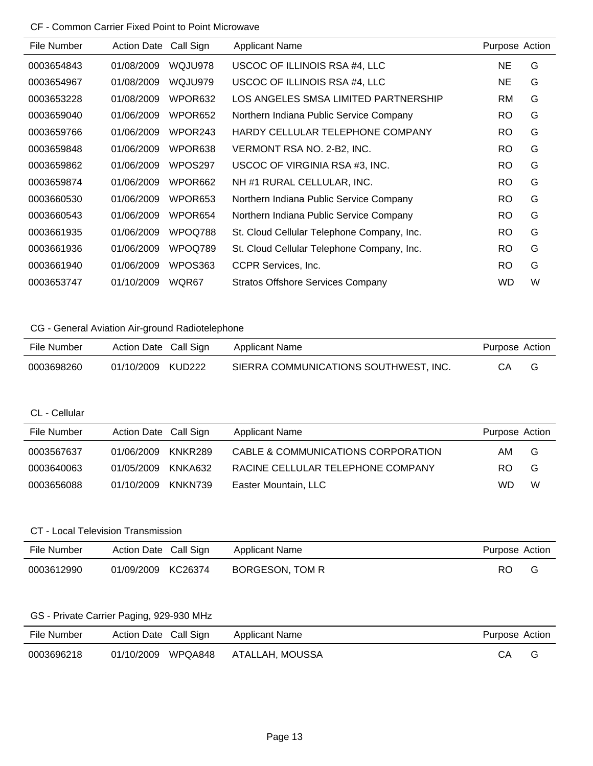### CF - Common Carrier Fixed Point to Point Microwave

| File Number | Action Date | Call Sign | Applicant Name | Purpose | Action |
|---|---|---|---|---|---|
| 0003654843 | 01/08/2009 | WQJU978 | USCOC OF ILLINOIS RSA #4, LLC | NE | G |
| 0003654967 | 01/08/2009 | WQJU979 | USCOC OF ILLINOIS RSA #4, LLC | NE | G |
| 0003653228 | 01/08/2009 | WPOR632 | LOS ANGELES SMSA LIMITED PARTNERSHIP | RM | G |
| 0003659040 | 01/06/2009 | WPOR652 | Northern Indiana Public Service Company | RO | G |
| 0003659766 | 01/06/2009 | WPOR243 | HARDY CELLULAR TELEPHONE COMPANY | RO | G |
| 0003659848 | 01/06/2009 | WPOR638 | VERMONT RSA NO. 2-B2, INC. | RO | G |
| 0003659862 | 01/06/2009 | WPOS297 | USCOC OF VIRGINIA RSA #3, INC. | RO | G |
| 0003659874 | 01/06/2009 | WPOR662 | NH #1 RURAL CELLULAR, INC. | RO | G |
| 0003660530 | 01/06/2009 | WPOR653 | Northern Indiana Public Service Company | RO | G |
| 0003660543 | 01/06/2009 | WPOR654 | Northern Indiana Public Service Company | RO | G |
| 0003661935 | 01/06/2009 | WPOQ788 | St. Cloud Cellular Telephone Company, Inc. | RO | G |
| 0003661936 | 01/06/2009 | WPOQ789 | St. Cloud Cellular Telephone Company, Inc. | RO | G |
| 0003661940 | 01/06/2009 | WPOS363 | CCPR Services, Inc. | RO | G |
| 0003653747 | 01/10/2009 | WQR67 | Stratos Offshore Services Company | WD | W |

### CG - General Aviation Air-ground Radiotelephone

| File Number | Action Date | Call Sign | Applicant Name | Purpose | Action |
|---|---|---|---|---|---|
| 0003698260 | 01/10/2009 | KUD222 | SIERRA COMMUNICATIONS SOUTHWEST, INC. | CA | G |

### CL - Cellular

| File Number | Action Date | Call Sign | Applicant Name | Purpose | Action |
|---|---|---|---|---|---|
| 0003567637 | 01/06/2009 | KNKR289 | CABLE & COMMUNICATIONS CORPORATION | AM | G |
| 0003640063 | 01/05/2009 | KNKA632 | RACINE CELLULAR TELEPHONE COMPANY | RO | G |
| 0003656088 | 01/10/2009 | KNKN739 | Easter Mountain, LLC | WD | W |

### CT - Local Television Transmission

| File Number | Action Date | Call Sign | Applicant Name | Purpose | Action |
|---|---|---|---|---|---|
| 0003612990 | 01/09/2009 | KC26374 | BORGESON, TOM R | RO | G |

### GS - Private Carrier Paging, 929-930 MHz

| File Number | Action Date | Call Sign | Applicant Name | Purpose | Action |
|---|---|---|---|---|---|
| 0003696218 | 01/10/2009 | WPQA848 | ATALLAH, MOUSSA | CA | G |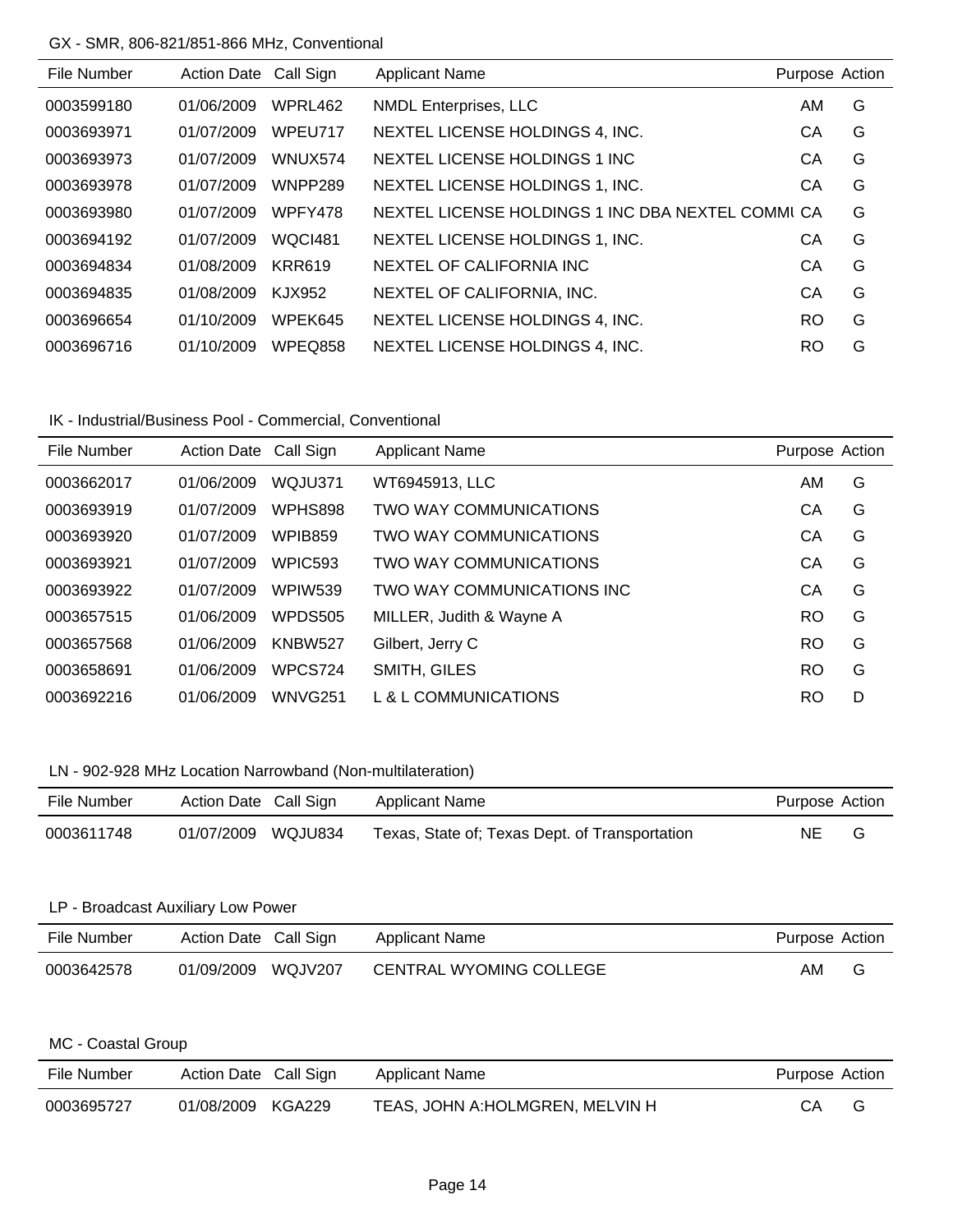### GX - SMR, 806-821/851-866 MHz, Conventional

| File Number | Action Date | Call Sign | Applicant Name | Purpose | Action |
|---|---|---|---|---|---|
| 0003599180 | 01/06/2009 | WPRL462 | NMDL Enterprises, LLC | AM | G |
| 0003693971 | 01/07/2009 | WPEU717 | NEXTEL LICENSE HOLDINGS 4, INC. | CA | G |
| 0003693973 | 01/07/2009 | WNUX574 | NEXTEL LICENSE HOLDINGS 1 INC | CA | G |
| 0003693978 | 01/07/2009 | WNPP289 | NEXTEL LICENSE HOLDINGS 1, INC. | CA | G |
| 0003693980 | 01/07/2009 | WPFY478 | NEXTEL LICENSE HOLDINGS 1 INC DBA NEXTEL COMMU | CA | G |
| 0003694192 | 01/07/2009 | WQCI481 | NEXTEL LICENSE HOLDINGS 1, INC. | CA | G |
| 0003694834 | 01/08/2009 | KRR619 | NEXTEL OF CALIFORNIA INC | CA | G |
| 0003694835 | 01/08/2009 | KJX952 | NEXTEL OF CALIFORNIA, INC. | CA | G |
| 0003696654 | 01/10/2009 | WPEK645 | NEXTEL LICENSE HOLDINGS 4, INC. | RO | G |
| 0003696716 | 01/10/2009 | WPEQ858 | NEXTEL LICENSE HOLDINGS 4, INC. | RO | G |

### IK - Industrial/Business Pool - Commercial, Conventional

| File Number | Action Date | Call Sign | Applicant Name | Purpose | Action |
|---|---|---|---|---|---|
| 0003662017 | 01/06/2009 | WQJU371 | WT6945913, LLC | AM | G |
| 0003693919 | 01/07/2009 | WPHS898 | TWO WAY COMMUNICATIONS | CA | G |
| 0003693920 | 01/07/2009 | WPIB859 | TWO WAY COMMUNICATIONS | CA | G |
| 0003693921 | 01/07/2009 | WPIC593 | TWO WAY COMMUNICATIONS | CA | G |
| 0003693922 | 01/07/2009 | WPIW539 | TWO WAY COMMUNICATIONS INC | CA | G |
| 0003657515 | 01/06/2009 | WPDS505 | MILLER, Judith & Wayne A | RO | G |
| 0003657568 | 01/06/2009 | KNBW527 | Gilbert, Jerry C | RO | G |
| 0003658691 | 01/06/2009 | WPCS724 | SMITH, GILES | RO | G |
| 0003692216 | 01/06/2009 | WNVG251 | L & L COMMUNICATIONS | RO | D |

### LN - 902-928 MHz Location Narrowband (Non-multilateration)

| File Number | Action Date | Call Sign | Applicant Name | Purpose | Action |
|---|---|---|---|---|---|
| 0003611748 | 01/07/2009 | WQJU834 | Texas, State of; Texas Dept. of Transportation | NE | G |

### LP - Broadcast Auxiliary Low Power

| File Number | Action Date | Call Sign | Applicant Name | Purpose | Action |
|---|---|---|---|---|---|
| 0003642578 | 01/09/2009 | WQJV207 | CENTRAL WYOMING COLLEGE | AM | G |

### MC - Coastal Group

| File Number | Action Date | Call Sign | Applicant Name | Purpose | Action |
|---|---|---|---|---|---|
| 0003695727 | 01/08/2009 | KGA229 | TEAS, JOHN A:HOLMGREN, MELVIN H | CA | G |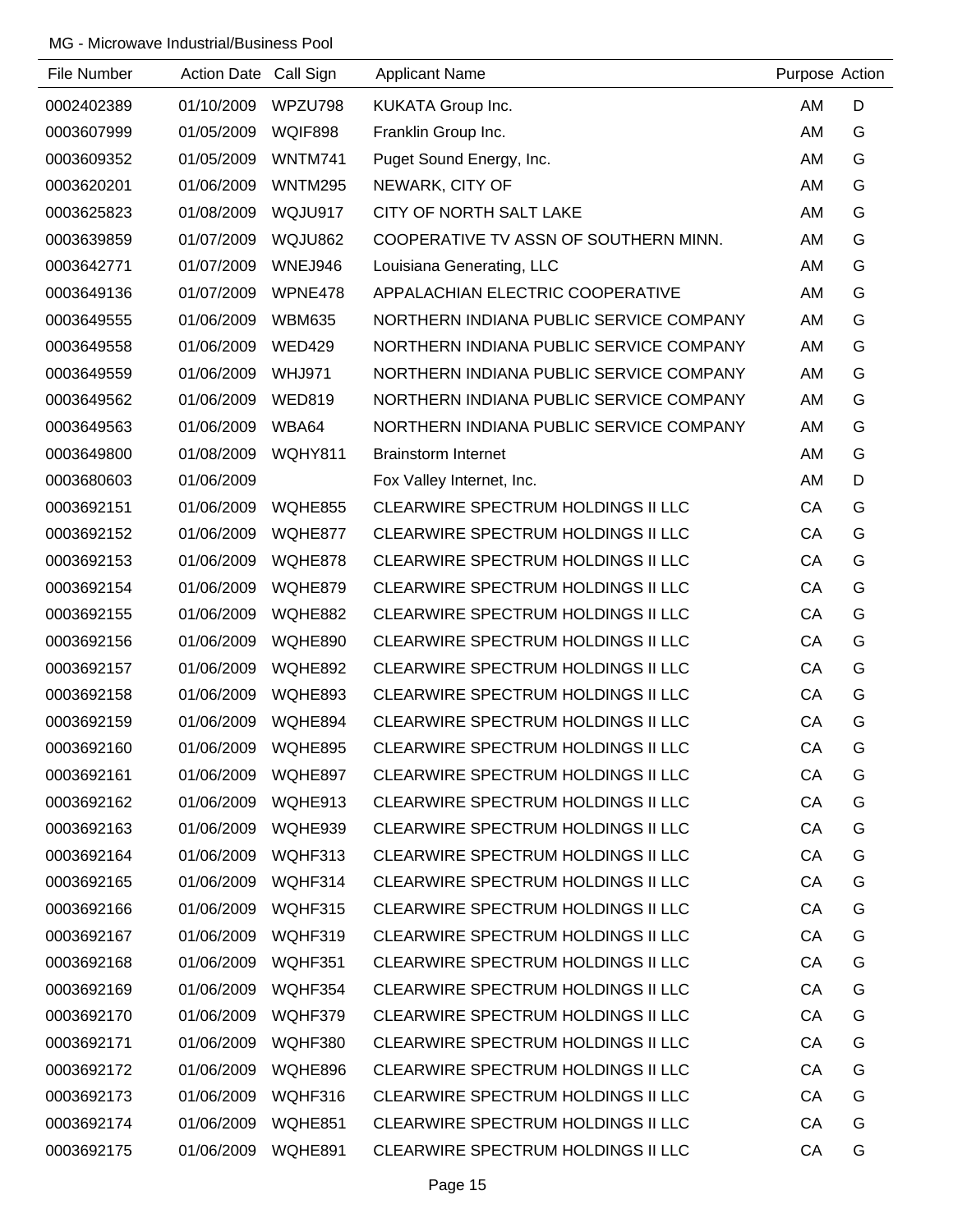MG - Microwave Industrial/Business Pool

| File Number | Action Date | Call Sign | Applicant Name | Purpose | Action |
|---|---|---|---|---|---|
| 0002402389 | 01/10/2009 | WPZU798 | KUKATA Group Inc. | AM | D |
| 0003607999 | 01/05/2009 | WQIF898 | Franklin Group Inc. | AM | G |
| 0003609352 | 01/05/2009 | WNTM741 | Puget Sound Energy, Inc. | AM | G |
| 0003620201 | 01/06/2009 | WNTM295 | NEWARK, CITY OF | AM | G |
| 0003625823 | 01/08/2009 | WQJU917 | CITY OF NORTH SALT LAKE | AM | G |
| 0003639859 | 01/07/2009 | WQJU862 | COOPERATIVE TV ASSN OF SOUTHERN MINN. | AM | G |
| 0003642771 | 01/07/2009 | WNEJ946 | Louisiana Generating, LLC | AM | G |
| 0003649136 | 01/07/2009 | WPNE478 | APPALACHIAN ELECTRIC COOPERATIVE | AM | G |
| 0003649555 | 01/06/2009 | WBM635 | NORTHERN INDIANA PUBLIC SERVICE COMPANY | AM | G |
| 0003649558 | 01/06/2009 | WED429 | NORTHERN INDIANA PUBLIC SERVICE COMPANY | AM | G |
| 0003649559 | 01/06/2009 | WHJ971 | NORTHERN INDIANA PUBLIC SERVICE COMPANY | AM | G |
| 0003649562 | 01/06/2009 | WED819 | NORTHERN INDIANA PUBLIC SERVICE COMPANY | AM | G |
| 0003649563 | 01/06/2009 | WBA64 | NORTHERN INDIANA PUBLIC SERVICE COMPANY | AM | G |
| 0003649800 | 01/08/2009 | WQHY811 | Brainstorm Internet | AM | G |
| 0003680603 | 01/06/2009 | | Fox Valley Internet, Inc. | AM | D |
| 0003692151 | 01/06/2009 | WQHE855 | CLEARWIRE SPECTRUM HOLDINGS II LLC | CA | G |
| 0003692152 | 01/06/2009 | WQHE877 | CLEARWIRE SPECTRUM HOLDINGS II LLC | CA | G |
| 0003692153 | 01/06/2009 | WQHE878 | CLEARWIRE SPECTRUM HOLDINGS II LLC | CA | G |
| 0003692154 | 01/06/2009 | WQHE879 | CLEARWIRE SPECTRUM HOLDINGS II LLC | CA | G |
| 0003692155 | 01/06/2009 | WQHE882 | CLEARWIRE SPECTRUM HOLDINGS II LLC | CA | G |
| 0003692156 | 01/06/2009 | WQHE890 | CLEARWIRE SPECTRUM HOLDINGS II LLC | CA | G |
| 0003692157 | 01/06/2009 | WQHE892 | CLEARWIRE SPECTRUM HOLDINGS II LLC | CA | G |
| 0003692158 | 01/06/2009 | WQHE893 | CLEARWIRE SPECTRUM HOLDINGS II LLC | CA | G |
| 0003692159 | 01/06/2009 | WQHE894 | CLEARWIRE SPECTRUM HOLDINGS II LLC | CA | G |
| 0003692160 | 01/06/2009 | WQHE895 | CLEARWIRE SPECTRUM HOLDINGS II LLC | CA | G |
| 0003692161 | 01/06/2009 | WQHE897 | CLEARWIRE SPECTRUM HOLDINGS II LLC | CA | G |
| 0003692162 | 01/06/2009 | WQHE913 | CLEARWIRE SPECTRUM HOLDINGS II LLC | CA | G |
| 0003692163 | 01/06/2009 | WQHE939 | CLEARWIRE SPECTRUM HOLDINGS II LLC | CA | G |
| 0003692164 | 01/06/2009 | WQHF313 | CLEARWIRE SPECTRUM HOLDINGS II LLC | CA | G |
| 0003692165 | 01/06/2009 | WQHF314 | CLEARWIRE SPECTRUM HOLDINGS II LLC | CA | G |
| 0003692166 | 01/06/2009 | WQHF315 | CLEARWIRE SPECTRUM HOLDINGS II LLC | CA | G |
| 0003692167 | 01/06/2009 | WQHF319 | CLEARWIRE SPECTRUM HOLDINGS II LLC | CA | G |
| 0003692168 | 01/06/2009 | WQHF351 | CLEARWIRE SPECTRUM HOLDINGS II LLC | CA | G |
| 0003692169 | 01/06/2009 | WQHF354 | CLEARWIRE SPECTRUM HOLDINGS II LLC | CA | G |
| 0003692170 | 01/06/2009 | WQHF379 | CLEARWIRE SPECTRUM HOLDINGS II LLC | CA | G |
| 0003692171 | 01/06/2009 | WQHF380 | CLEARWIRE SPECTRUM HOLDINGS II LLC | CA | G |
| 0003692172 | 01/06/2009 | WQHE896 | CLEARWIRE SPECTRUM HOLDINGS II LLC | CA | G |
| 0003692173 | 01/06/2009 | WQHF316 | CLEARWIRE SPECTRUM HOLDINGS II LLC | CA | G |
| 0003692174 | 01/06/2009 | WQHE851 | CLEARWIRE SPECTRUM HOLDINGS II LLC | CA | G |
| 0003692175 | 01/06/2009 | WQHE891 | CLEARWIRE SPECTRUM HOLDINGS II LLC | CA | G |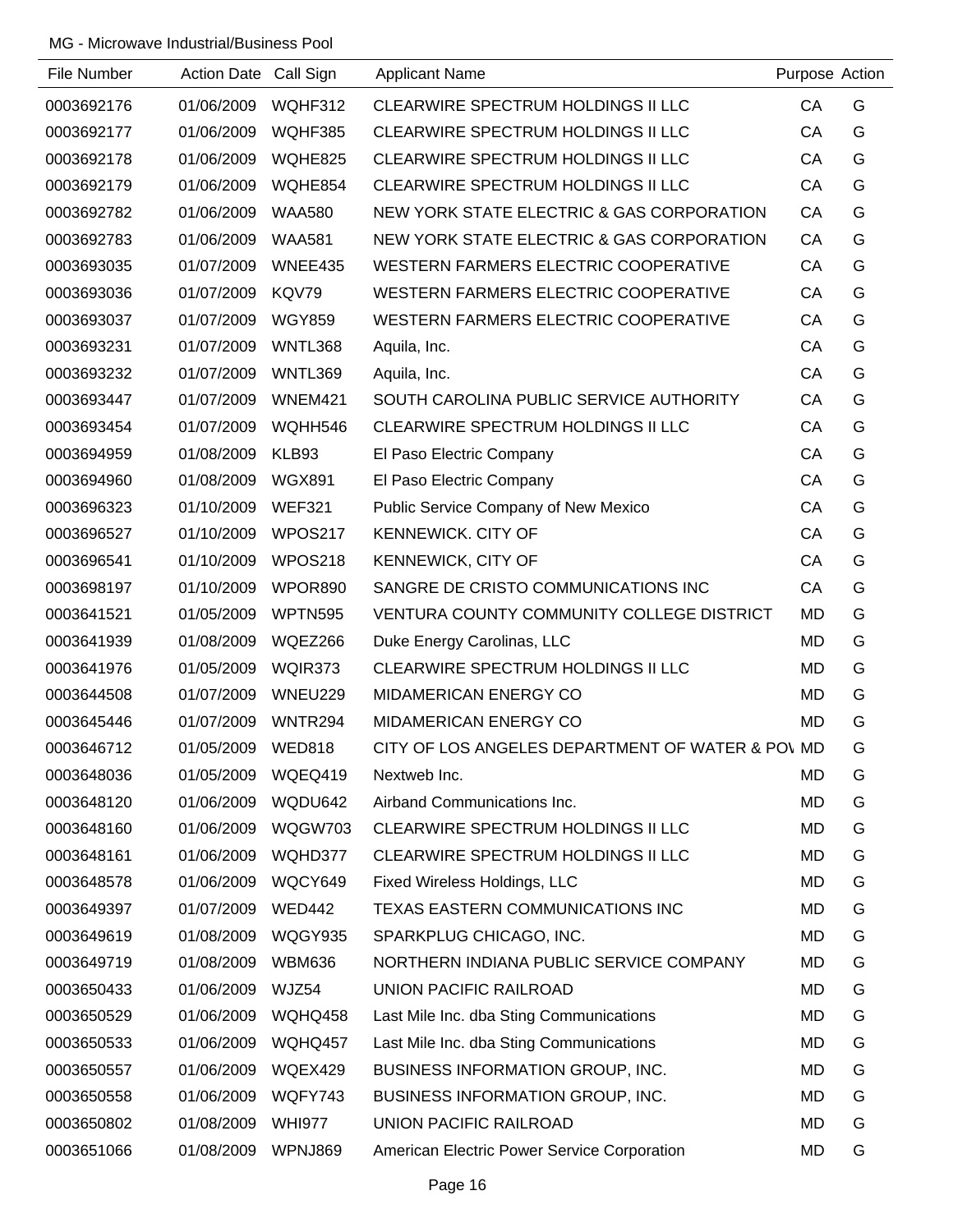MG - Microwave Industrial/Business Pool

| File Number | Action Date | Call Sign | Applicant Name | Purpose | Action |
|---|---|---|---|---|---|
| 0003692176 | 01/06/2009 | WQHF312 | CLEARWIRE SPECTRUM HOLDINGS II LLC | CA | G |
| 0003692177 | 01/06/2009 | WQHF385 | CLEARWIRE SPECTRUM HOLDINGS II LLC | CA | G |
| 0003692178 | 01/06/2009 | WQHE825 | CLEARWIRE SPECTRUM HOLDINGS II LLC | CA | G |
| 0003692179 | 01/06/2009 | WQHE854 | CLEARWIRE SPECTRUM HOLDINGS II LLC | CA | G |
| 0003692782 | 01/06/2009 | WAA580 | NEW YORK STATE ELECTRIC & GAS CORPORATION | CA | G |
| 0003692783 | 01/06/2009 | WAA581 | NEW YORK STATE ELECTRIC & GAS CORPORATION | CA | G |
| 0003693035 | 01/07/2009 | WNEE435 | WESTERN FARMERS ELECTRIC COOPERATIVE | CA | G |
| 0003693036 | 01/07/2009 | KQV79 | WESTERN FARMERS ELECTRIC COOPERATIVE | CA | G |
| 0003693037 | 01/07/2009 | WGY859 | WESTERN FARMERS ELECTRIC COOPERATIVE | CA | G |
| 0003693231 | 01/07/2009 | WNTL368 | Aquila, Inc. | CA | G |
| 0003693232 | 01/07/2009 | WNTL369 | Aquila, Inc. | CA | G |
| 0003693447 | 01/07/2009 | WNEM421 | SOUTH CAROLINA PUBLIC SERVICE AUTHORITY | CA | G |
| 0003693454 | 01/07/2009 | WQHH546 | CLEARWIRE SPECTRUM HOLDINGS II LLC | CA | G |
| 0003694959 | 01/08/2009 | KLB93 | El Paso Electric Company | CA | G |
| 0003694960 | 01/08/2009 | WGX891 | El Paso Electric Company | CA | G |
| 0003696323 | 01/10/2009 | WEF321 | Public Service Company of New Mexico | CA | G |
| 0003696527 | 01/10/2009 | WPOS217 | KENNEWICK. CITY OF | CA | G |
| 0003696541 | 01/10/2009 | WPOS218 | KENNEWICK, CITY OF | CA | G |
| 0003698197 | 01/10/2009 | WPOR890 | SANGRE DE CRISTO COMMUNICATIONS INC | CA | G |
| 0003641521 | 01/05/2009 | WPTN595 | VENTURA COUNTY COMMUNITY COLLEGE DISTRICT | MD | G |
| 0003641939 | 01/08/2009 | WQEZ266 | Duke Energy Carolinas, LLC | MD | G |
| 0003641976 | 01/05/2009 | WQIR373 | CLEARWIRE SPECTRUM HOLDINGS II LLC | MD | G |
| 0003644508 | 01/07/2009 | WNEU229 | MIDAMERICAN ENERGY CO | MD | G |
| 0003645446 | 01/07/2009 | WNTR294 | MIDAMERICAN ENERGY CO | MD | G |
| 0003646712 | 01/05/2009 | WED818 | CITY OF LOS ANGELES DEPARTMENT OF WATER & POV | MD | G |
| 0003648036 | 01/05/2009 | WQEQ419 | Nextweb Inc. | MD | G |
| 0003648120 | 01/06/2009 | WQDU642 | Airband Communications Inc. | MD | G |
| 0003648160 | 01/06/2009 | WQGW703 | CLEARWIRE SPECTRUM HOLDINGS II LLC | MD | G |
| 0003648161 | 01/06/2009 | WQHD377 | CLEARWIRE SPECTRUM HOLDINGS II LLC | MD | G |
| 0003648578 | 01/06/2009 | WQCY649 | Fixed Wireless Holdings, LLC | MD | G |
| 0003649397 | 01/07/2009 | WED442 | TEXAS EASTERN COMMUNICATIONS INC | MD | G |
| 0003649619 | 01/08/2009 | WQGY935 | SPARKPLUG CHICAGO, INC. | MD | G |
| 0003649719 | 01/08/2009 | WBM636 | NORTHERN INDIANA PUBLIC SERVICE COMPANY | MD | G |
| 0003650433 | 01/06/2009 | WJZ54 | UNION PACIFIC RAILROAD | MD | G |
| 0003650529 | 01/06/2009 | WQHQ458 | Last Mile Inc. dba Sting Communications | MD | G |
| 0003650533 | 01/06/2009 | WQHQ457 | Last Mile Inc. dba Sting Communications | MD | G |
| 0003650557 | 01/06/2009 | WQEX429 | BUSINESS INFORMATION GROUP, INC. | MD | G |
| 0003650558 | 01/06/2009 | WQFY743 | BUSINESS INFORMATION GROUP, INC. | MD | G |
| 0003650802 | 01/08/2009 | WHI977 | UNION PACIFIC RAILROAD | MD | G |
| 0003651066 | 01/08/2009 | WPNJ869 | American Electric Power Service Corporation | MD | G |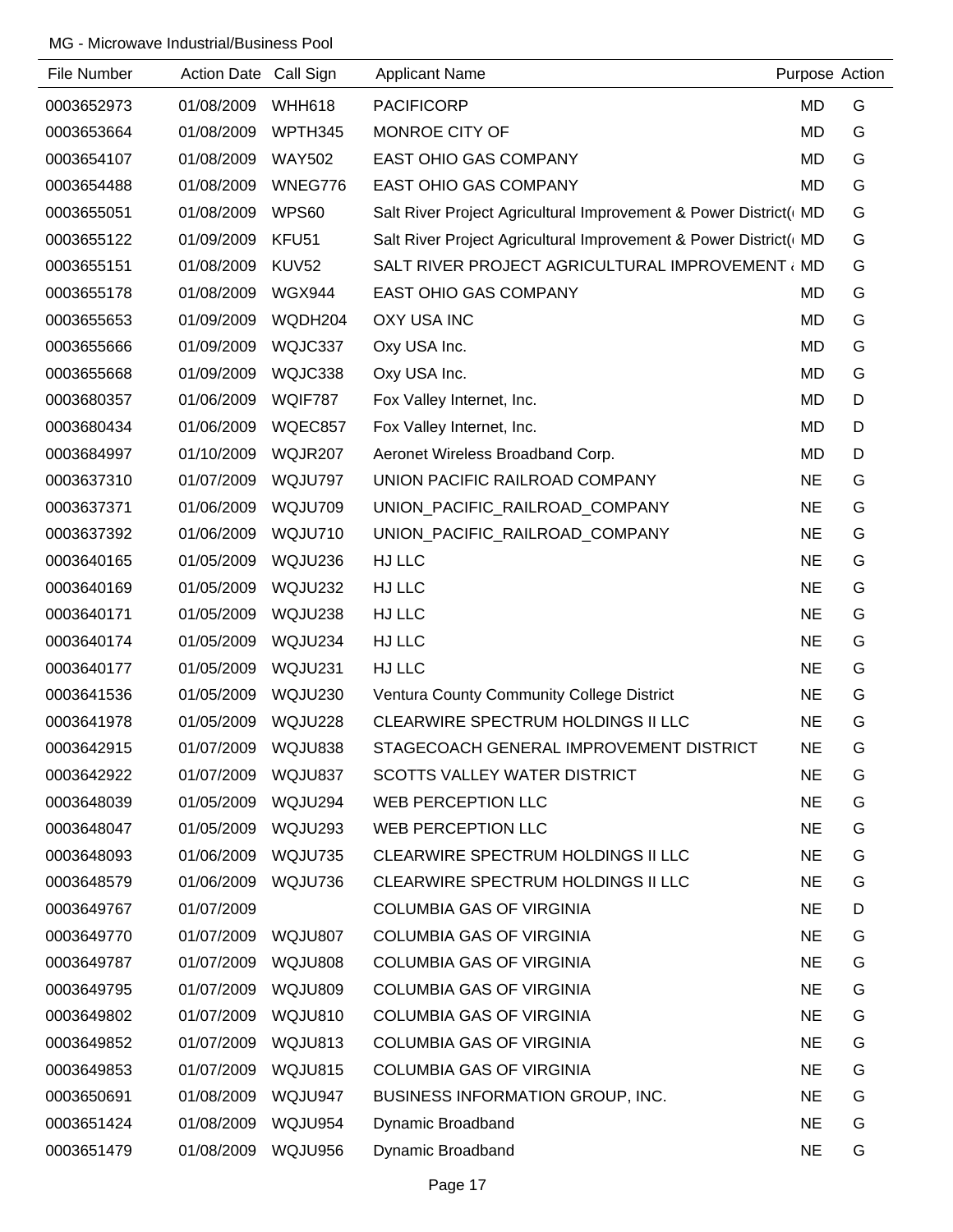MG - Microwave Industrial/Business Pool

| File Number | Action Date | Call Sign | Applicant Name | Purpose | Action |
|---|---|---|---|---|---|
| 0003652973 | 01/08/2009 | WHH618 | PACIFICORP | MD | G |
| 0003653664 | 01/08/2009 | WPTH345 | MONROE CITY OF | MD | G |
| 0003654107 | 01/08/2009 | WAY502 | EAST OHIO GAS COMPANY | MD | G |
| 0003654488 | 01/08/2009 | WNEG776 | EAST OHIO GAS COMPANY | MD | G |
| 0003655051 | 01/08/2009 | WPS60 | Salt River Project Agricultural Improvement & Power District( | MD | G |
| 0003655122 | 01/09/2009 | KFU51 | Salt River Project Agricultural Improvement & Power District( | MD | G |
| 0003655151 | 01/08/2009 | KUV52 | SALT RIVER PROJECT AGRICULTURAL IMPROVEMENT & | MD | G |
| 0003655178 | 01/08/2009 | WGX944 | EAST OHIO GAS COMPANY | MD | G |
| 0003655653 | 01/09/2009 | WQDH204 | OXY USA INC | MD | G |
| 0003655666 | 01/09/2009 | WQJC337 | Oxy USA Inc. | MD | G |
| 0003655668 | 01/09/2009 | WQJC338 | Oxy USA Inc. | MD | G |
| 0003680357 | 01/06/2009 | WQIF787 | Fox Valley Internet, Inc. | MD | D |
| 0003680434 | 01/06/2009 | WQEC857 | Fox Valley Internet, Inc. | MD | D |
| 0003684997 | 01/10/2009 | WQJR207 | Aeronet Wireless Broadband Corp. | MD | D |
| 0003637310 | 01/07/2009 | WQJU797 | UNION PACIFIC RAILROAD COMPANY | NE | G |
| 0003637371 | 01/06/2009 | WQJU709 | UNION_PACIFIC_RAILROAD_COMPANY | NE | G |
| 0003637392 | 01/06/2009 | WQJU710 | UNION_PACIFIC_RAILROAD_COMPANY | NE | G |
| 0003640165 | 01/05/2009 | WQJU236 | HJ LLC | NE | G |
| 0003640169 | 01/05/2009 | WQJU232 | HJ LLC | NE | G |
| 0003640171 | 01/05/2009 | WQJU238 | HJ LLC | NE | G |
| 0003640174 | 01/05/2009 | WQJU234 | HJ LLC | NE | G |
| 0003640177 | 01/05/2009 | WQJU231 | HJ LLC | NE | G |
| 0003641536 | 01/05/2009 | WQJU230 | Ventura County Community College District | NE | G |
| 0003641978 | 01/05/2009 | WQJU228 | CLEARWIRE SPECTRUM HOLDINGS II LLC | NE | G |
| 0003642915 | 01/07/2009 | WQJU838 | STAGECOACH GENERAL IMPROVEMENT DISTRICT | NE | G |
| 0003642922 | 01/07/2009 | WQJU837 | SCOTTS VALLEY WATER DISTRICT | NE | G |
| 0003648039 | 01/05/2009 | WQJU294 | WEB PERCEPTION LLC | NE | G |
| 0003648047 | 01/05/2009 | WQJU293 | WEB PERCEPTION LLC | NE | G |
| 0003648093 | 01/06/2009 | WQJU735 | CLEARWIRE SPECTRUM HOLDINGS II LLC | NE | G |
| 0003648579 | 01/06/2009 | WQJU736 | CLEARWIRE SPECTRUM HOLDINGS II LLC | NE | G |
| 0003649767 | 01/07/2009 | | COLUMBIA GAS OF VIRGINIA | NE | D |
| 0003649770 | 01/07/2009 | WQJU807 | COLUMBIA GAS OF VIRGINIA | NE | G |
| 0003649787 | 01/07/2009 | WQJU808 | COLUMBIA GAS OF VIRGINIA | NE | G |
| 0003649795 | 01/07/2009 | WQJU809 | COLUMBIA GAS OF VIRGINIA | NE | G |
| 0003649802 | 01/07/2009 | WQJU810 | COLUMBIA GAS OF VIRGINIA | NE | G |
| 0003649852 | 01/07/2009 | WQJU813 | COLUMBIA GAS OF VIRGINIA | NE | G |
| 0003649853 | 01/07/2009 | WQJU815 | COLUMBIA GAS OF VIRGINIA | NE | G |
| 0003650691 | 01/08/2009 | WQJU947 | BUSINESS INFORMATION GROUP, INC. | NE | G |
| 0003651424 | 01/08/2009 | WQJU954 | Dynamic Broadband | NE | G |
| 0003651479 | 01/08/2009 | WQJU956 | Dynamic Broadband | NE | G |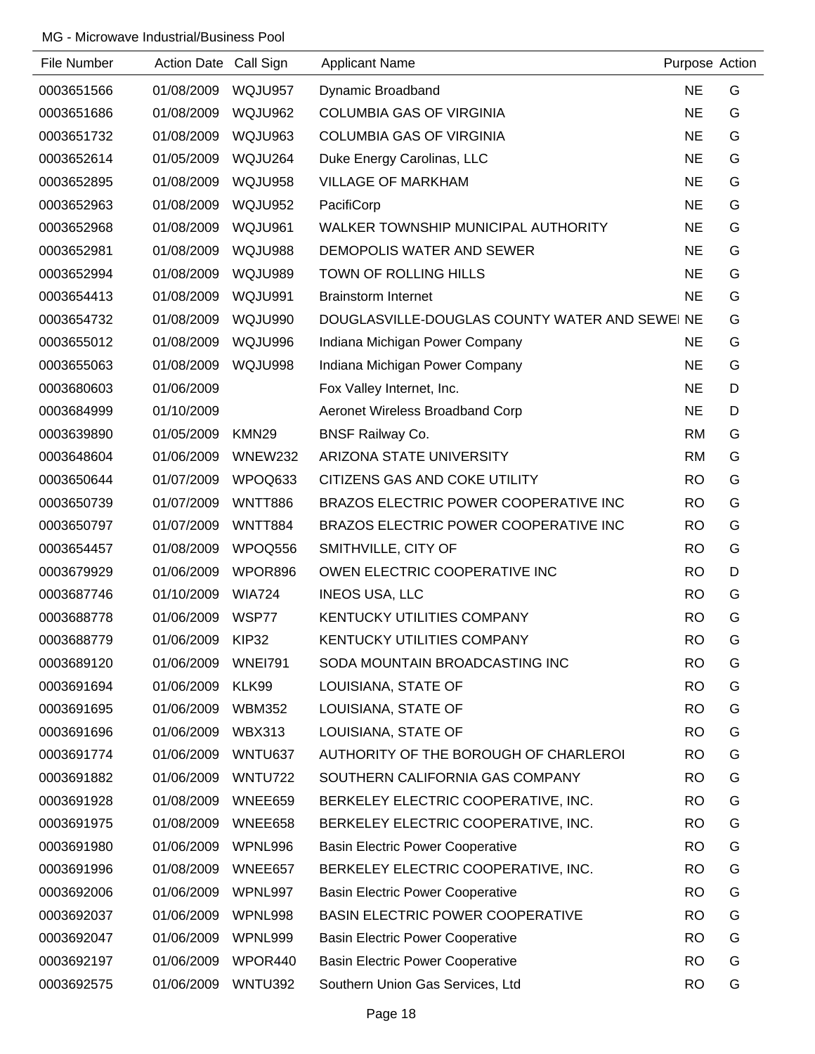MG - Microwave Industrial/Business Pool

| File Number | Action Date | Call Sign | Applicant Name | Purpose | Action |
| --- | --- | --- | --- | --- | --- |
| 0003651566 | 01/08/2009 | WQJU957 | Dynamic Broadband | NE | G |
| 0003651686 | 01/08/2009 | WQJU962 | COLUMBIA GAS OF VIRGINIA | NE | G |
| 0003651732 | 01/08/2009 | WQJU963 | COLUMBIA GAS OF VIRGINIA | NE | G |
| 0003652614 | 01/05/2009 | WQJU264 | Duke Energy Carolinas, LLC | NE | G |
| 0003652895 | 01/08/2009 | WQJU958 | VILLAGE OF MARKHAM | NE | G |
| 0003652963 | 01/08/2009 | WQJU952 | PacifiCorp | NE | G |
| 0003652968 | 01/08/2009 | WQJU961 | WALKER TOWNSHIP MUNICIPAL AUTHORITY | NE | G |
| 0003652981 | 01/08/2009 | WQJU988 | DEMOPOLIS WATER AND SEWER | NE | G |
| 0003652994 | 01/08/2009 | WQJU989 | TOWN OF ROLLING HILLS | NE | G |
| 0003654413 | 01/08/2009 | WQJU991 | Brainstorm Internet | NE | G |
| 0003654732 | 01/08/2009 | WQJU990 | DOUGLASVILLE-DOUGLAS COUNTY WATER AND SEWEI | NE | G |
| 0003655012 | 01/08/2009 | WQJU996 | Indiana Michigan Power Company | NE | G |
| 0003655063 | 01/08/2009 | WQJU998 | Indiana Michigan Power Company | NE | G |
| 0003680603 | 01/06/2009 | | Fox Valley Internet, Inc. | NE | D |
| 0003684999 | 01/10/2009 | | Aeronet Wireless Broadband Corp | NE | D |
| 0003639890 | 01/05/2009 | KMN29 | BNSF Railway Co. | RM | G |
| 0003648604 | 01/06/2009 | WNEW232 | ARIZONA STATE UNIVERSITY | RM | G |
| 0003650644 | 01/07/2009 | WPOQ633 | CITIZENS GAS AND COKE UTILITY | RO | G |
| 0003650739 | 01/07/2009 | WNTT886 | BRAZOS ELECTRIC POWER COOPERATIVE INC | RO | G |
| 0003650797 | 01/07/2009 | WNTT884 | BRAZOS ELECTRIC POWER COOPERATIVE INC | RO | G |
| 0003654457 | 01/08/2009 | WPOQ556 | SMITHVILLE, CITY OF | RO | G |
| 0003679929 | 01/06/2009 | WPOR896 | OWEN ELECTRIC COOPERATIVE INC | RO | D |
| 0003687746 | 01/10/2009 | WIA724 | INEOS USA, LLC | RO | G |
| 0003688778 | 01/06/2009 | WSP77 | KENTUCKY UTILITIES COMPANY | RO | G |
| 0003688779 | 01/06/2009 | KIP32 | KENTUCKY UTILITIES COMPANY | RO | G |
| 0003689120 | 01/06/2009 | WNEI791 | SODA MOUNTAIN BROADCASTING INC | RO | G |
| 0003691694 | 01/06/2009 | KLK99 | LOUISIANA, STATE OF | RO | G |
| 0003691695 | 01/06/2009 | WBM352 | LOUISIANA, STATE OF | RO | G |
| 0003691696 | 01/06/2009 | WBX313 | LOUISIANA, STATE OF | RO | G |
| 0003691774 | 01/06/2009 | WNTU637 | AUTHORITY OF THE BOROUGH OF CHARLEROI | RO | G |
| 0003691882 | 01/06/2009 | WNTU722 | SOUTHERN CALIFORNIA GAS COMPANY | RO | G |
| 0003691928 | 01/08/2009 | WNEE659 | BERKELEY ELECTRIC COOPERATIVE, INC. | RO | G |
| 0003691975 | 01/08/2009 | WNEE658 | BERKELEY ELECTRIC COOPERATIVE, INC. | RO | G |
| 0003691980 | 01/06/2009 | WPNL996 | Basin Electric Power Cooperative | RO | G |
| 0003691996 | 01/08/2009 | WNEE657 | BERKELEY ELECTRIC COOPERATIVE, INC. | RO | G |
| 0003692006 | 01/06/2009 | WPNL997 | Basin Electric Power Cooperative | RO | G |
| 0003692037 | 01/06/2009 | WPNL998 | BASIN ELECTRIC POWER COOPERATIVE | RO | G |
| 0003692047 | 01/06/2009 | WPNL999 | Basin Electric Power Cooperative | RO | G |
| 0003692197 | 01/06/2009 | WPOR440 | Basin Electric Power Cooperative | RO | G |
| 0003692575 | 01/06/2009 | WNTU392 | Southern Union Gas Services, Ltd | RO | G |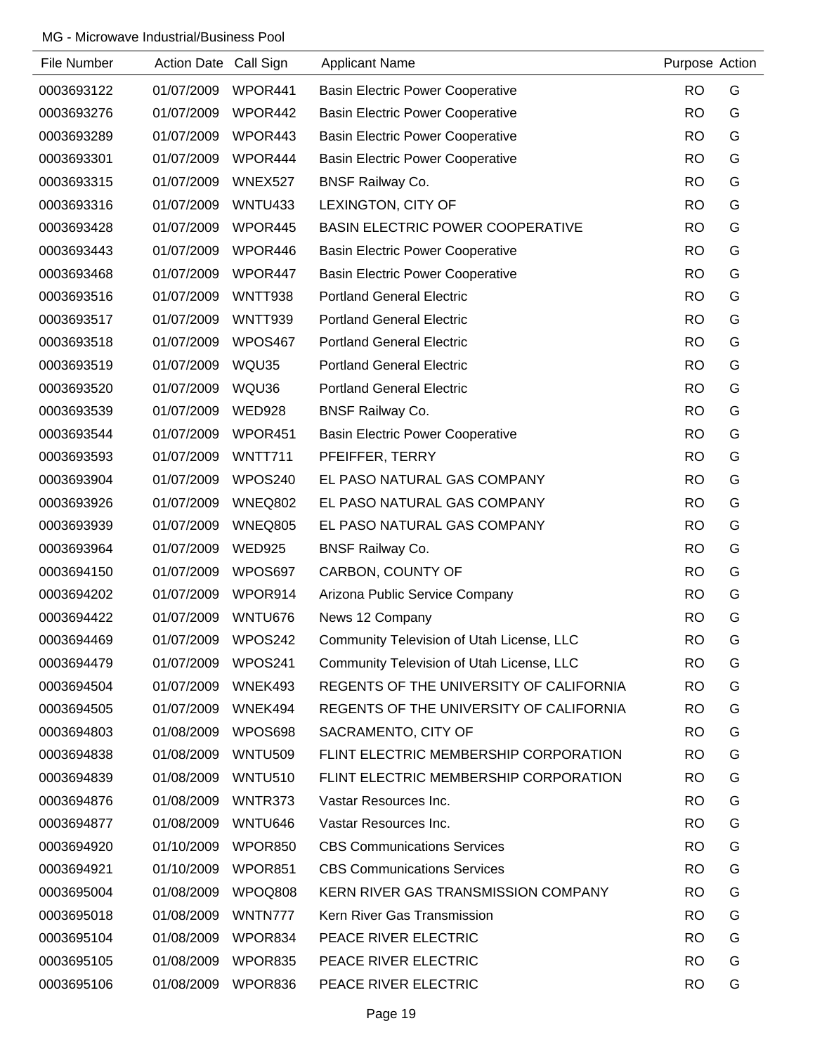MG - Microwave Industrial/Business Pool

| File Number | Action Date | Call Sign | Applicant Name | Purpose | Action |
|---|---|---|---|---|---|
| 0003693122 | 01/07/2009 | WPOR441 | Basin Electric Power Cooperative | RO | G |
| 0003693276 | 01/07/2009 | WPOR442 | Basin Electric Power Cooperative | RO | G |
| 0003693289 | 01/07/2009 | WPOR443 | Basin Electric Power Cooperative | RO | G |
| 0003693301 | 01/07/2009 | WPOR444 | Basin Electric Power Cooperative | RO | G |
| 0003693315 | 01/07/2009 | WNEX527 | BNSF Railway Co. | RO | G |
| 0003693316 | 01/07/2009 | WNTU433 | LEXINGTON, CITY OF | RO | G |
| 0003693428 | 01/07/2009 | WPOR445 | BASIN ELECTRIC POWER COOPERATIVE | RO | G |
| 0003693443 | 01/07/2009 | WPOR446 | Basin Electric Power Cooperative | RO | G |
| 0003693468 | 01/07/2009 | WPOR447 | Basin Electric Power Cooperative | RO | G |
| 0003693516 | 01/07/2009 | WNTT938 | Portland General Electric | RO | G |
| 0003693517 | 01/07/2009 | WNTT939 | Portland General Electric | RO | G |
| 0003693518 | 01/07/2009 | WPOS467 | Portland General Electric | RO | G |
| 0003693519 | 01/07/2009 | WQU35 | Portland General Electric | RO | G |
| 0003693520 | 01/07/2009 | WQU36 | Portland General Electric | RO | G |
| 0003693539 | 01/07/2009 | WED928 | BNSF Railway Co. | RO | G |
| 0003693544 | 01/07/2009 | WPOR451 | Basin Electric Power Cooperative | RO | G |
| 0003693593 | 01/07/2009 | WNTT711 | PFEIFFER, TERRY | RO | G |
| 0003693904 | 01/07/2009 | WPOS240 | EL PASO NATURAL GAS COMPANY | RO | G |
| 0003693926 | 01/07/2009 | WNEQ802 | EL PASO NATURAL GAS COMPANY | RO | G |
| 0003693939 | 01/07/2009 | WNEQ805 | EL PASO NATURAL GAS COMPANY | RO | G |
| 0003693964 | 01/07/2009 | WED925 | BNSF Railway Co. | RO | G |
| 0003694150 | 01/07/2009 | WPOS697 | CARBON, COUNTY OF | RO | G |
| 0003694202 | 01/07/2009 | WPOR914 | Arizona Public Service Company | RO | G |
| 0003694422 | 01/07/2009 | WNTU676 | News 12 Company | RO | G |
| 0003694469 | 01/07/2009 | WPOS242 | Community Television of Utah License, LLC | RO | G |
| 0003694479 | 01/07/2009 | WPOS241 | Community Television of Utah License, LLC | RO | G |
| 0003694504 | 01/07/2009 | WNEK493 | REGENTS OF THE UNIVERSITY OF CALIFORNIA | RO | G |
| 0003694505 | 01/07/2009 | WNEK494 | REGENTS OF THE UNIVERSITY OF CALIFORNIA | RO | G |
| 0003694803 | 01/08/2009 | WPOS698 | SACRAMENTO, CITY OF | RO | G |
| 0003694838 | 01/08/2009 | WNTU509 | FLINT ELECTRIC MEMBERSHIP CORPORATION | RO | G |
| 0003694839 | 01/08/2009 | WNTU510 | FLINT ELECTRIC MEMBERSHIP CORPORATION | RO | G |
| 0003694876 | 01/08/2009 | WNTR373 | Vastar Resources Inc. | RO | G |
| 0003694877 | 01/08/2009 | WNTU646 | Vastar Resources Inc. | RO | G |
| 0003694920 | 01/10/2009 | WPOR850 | CBS Communications Services | RO | G |
| 0003694921 | 01/10/2009 | WPOR851 | CBS Communications Services | RO | G |
| 0003695004 | 01/08/2009 | WPOQ808 | KERN RIVER GAS TRANSMISSION COMPANY | RO | G |
| 0003695018 | 01/08/2009 | WNTN777 | Kern River Gas Transmission | RO | G |
| 0003695104 | 01/08/2009 | WPOR834 | PEACE RIVER ELECTRIC | RO | G |
| 0003695105 | 01/08/2009 | WPOR835 | PEACE RIVER ELECTRIC | RO | G |
| 0003695106 | 01/08/2009 | WPOR836 | PEACE RIVER ELECTRIC | RO | G |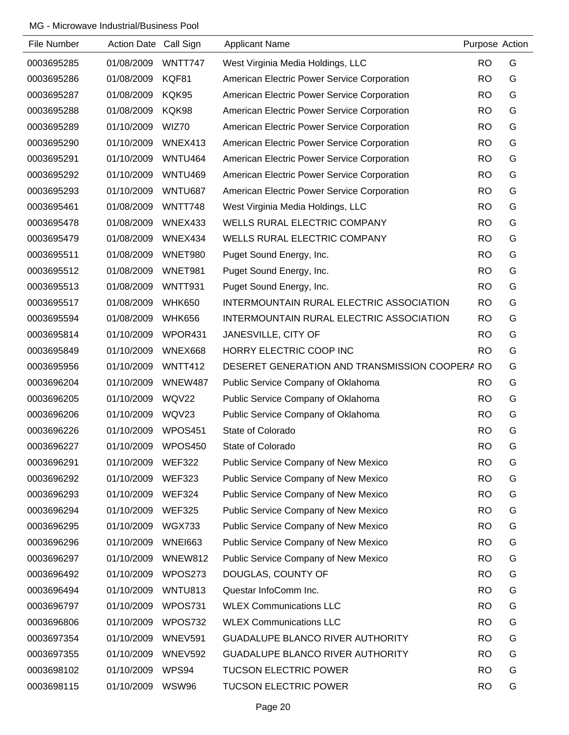MG - Microwave Industrial/Business Pool

| File Number | Action Date | Call Sign | Applicant Name | Purpose | Action |
|---|---|---|---|---|---|
| 0003695285 | 01/08/2009 | WNTT747 | West Virginia Media Holdings, LLC | RO | G |
| 0003695286 | 01/08/2009 | KQF81 | American Electric Power Service Corporation | RO | G |
| 0003695287 | 01/08/2009 | KQK95 | American Electric Power Service Corporation | RO | G |
| 0003695288 | 01/08/2009 | KQK98 | American Electric Power Service Corporation | RO | G |
| 0003695289 | 01/10/2009 | WIZ70 | American Electric Power Service Corporation | RO | G |
| 0003695290 | 01/10/2009 | WNEX413 | American Electric Power Service Corporation | RO | G |
| 0003695291 | 01/10/2009 | WNTU464 | American Electric Power Service Corporation | RO | G |
| 0003695292 | 01/10/2009 | WNTU469 | American Electric Power Service Corporation | RO | G |
| 0003695293 | 01/10/2009 | WNTU687 | American Electric Power Service Corporation | RO | G |
| 0003695461 | 01/08/2009 | WNTT748 | West Virginia Media Holdings, LLC | RO | G |
| 0003695478 | 01/08/2009 | WNEX433 | WELLS RURAL ELECTRIC COMPANY | RO | G |
| 0003695479 | 01/08/2009 | WNEX434 | WELLS RURAL ELECTRIC COMPANY | RO | G |
| 0003695511 | 01/08/2009 | WNET980 | Puget Sound Energy, Inc. | RO | G |
| 0003695512 | 01/08/2009 | WNET981 | Puget Sound Energy, Inc. | RO | G |
| 0003695513 | 01/08/2009 | WNTT931 | Puget Sound Energy, Inc. | RO | G |
| 0003695517 | 01/08/2009 | WHK650 | INTERMOUNTAIN RURAL ELECTRIC ASSOCIATION | RO | G |
| 0003695594 | 01/08/2009 | WHK656 | INTERMOUNTAIN RURAL ELECTRIC ASSOCIATION | RO | G |
| 0003695814 | 01/10/2009 | WPOR431 | JANESVILLE, CITY OF | RO | G |
| 0003695849 | 01/10/2009 | WNEX668 | HORRY ELECTRIC COOP INC | RO | G |
| 0003695956 | 01/10/2009 | WNTT412 | DESERET GENERATION AND TRANSMISSION COOPERA | RO | G |
| 0003696204 | 01/10/2009 | WNEW487 | Public Service Company of Oklahoma | RO | G |
| 0003696205 | 01/10/2009 | WQV22 | Public Service Company of Oklahoma | RO | G |
| 0003696206 | 01/10/2009 | WQV23 | Public Service Company of Oklahoma | RO | G |
| 0003696226 | 01/10/2009 | WPOS451 | State of Colorado | RO | G |
| 0003696227 | 01/10/2009 | WPOS450 | State of Colorado | RO | G |
| 0003696291 | 01/10/2009 | WEF322 | Public Service Company of New Mexico | RO | G |
| 0003696292 | 01/10/2009 | WEF323 | Public Service Company of New Mexico | RO | G |
| 0003696293 | 01/10/2009 | WEF324 | Public Service Company of New Mexico | RO | G |
| 0003696294 | 01/10/2009 | WEF325 | Public Service Company of New Mexico | RO | G |
| 0003696295 | 01/10/2009 | WGX733 | Public Service Company of New Mexico | RO | G |
| 0003696296 | 01/10/2009 | WNEI663 | Public Service Company of New Mexico | RO | G |
| 0003696297 | 01/10/2009 | WNEW812 | Public Service Company of New Mexico | RO | G |
| 0003696492 | 01/10/2009 | WPOS273 | DOUGLAS, COUNTY OF | RO | G |
| 0003696494 | 01/10/2009 | WNTU813 | Questar InfoComm Inc. | RO | G |
| 0003696797 | 01/10/2009 | WPOS731 | WLEX Communications LLC | RO | G |
| 0003696806 | 01/10/2009 | WPOS732 | WLEX Communications LLC | RO | G |
| 0003697354 | 01/10/2009 | WNEV591 | GUADALUPE BLANCO RIVER AUTHORITY | RO | G |
| 0003697355 | 01/10/2009 | WNEV592 | GUADALUPE BLANCO RIVER AUTHORITY | RO | G |
| 0003698102 | 01/10/2009 | WPS94 | TUCSON ELECTRIC POWER | RO | G |
| 0003698115 | 01/10/2009 | WSW96 | TUCSON ELECTRIC POWER | RO | G |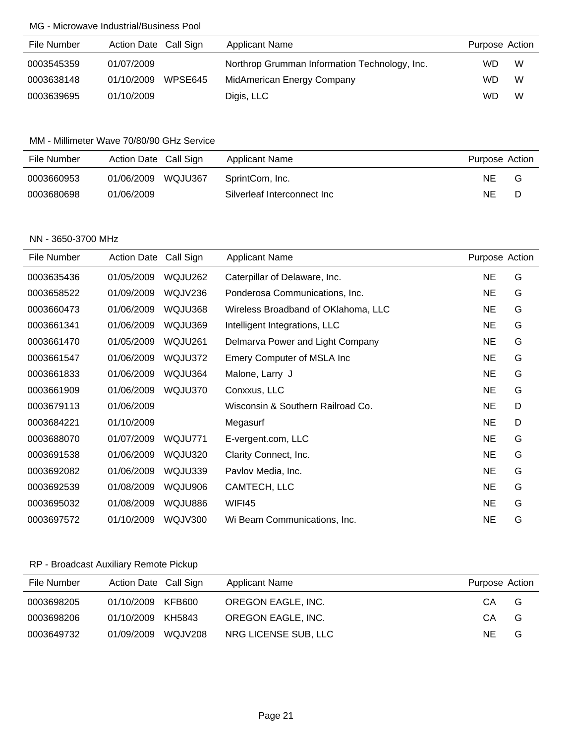MG - Microwave Industrial/Business Pool

| File Number | Action Date | Call Sign | Applicant Name | Purpose | Action |
|---|---|---|---|---|---|
| 0003545359 | 01/07/2009 | | Northrop Grumman Information Technology, Inc. | WD | W |
| 0003638148 | 01/10/2009 | WPSE645 | MidAmerican Energy Company | WD | W |
| 0003639695 | 01/10/2009 | | Digis, LLC | WD | W |

MM - Millimeter Wave 70/80/90 GHz Service

| File Number | Action Date | Call Sign | Applicant Name | Purpose | Action |
|---|---|---|---|---|---|
| 0003660953 | 01/06/2009 | WQJU367 | SprintCom, Inc. | NE | G |
| 0003680698 | 01/06/2009 | | Silverleaf Interconnect Inc | NE | D |

NN - 3650-3700 MHz

| File Number | Action Date | Call Sign | Applicant Name | Purpose | Action |
|---|---|---|---|---|---|
| 0003635436 | 01/05/2009 | WQJU262 | Caterpillar of Delaware, Inc. | NE | G |
| 0003658522 | 01/09/2009 | WQJV236 | Ponderosa Communications, Inc. | NE | G |
| 0003660473 | 01/06/2009 | WQJU368 | Wireless Broadband of OKlahoma, LLC | NE | G |
| 0003661341 | 01/06/2009 | WQJU369 | Intelligent Integrations, LLC | NE | G |
| 0003661470 | 01/05/2009 | WQJU261 | Delmarva Power and Light Company | NE | G |
| 0003661547 | 01/06/2009 | WQJU372 | Emery Computer of MSLA Inc | NE | G |
| 0003661833 | 01/06/2009 | WQJU364 | Malone, Larry J | NE | G |
| 0003661909 | 01/06/2009 | WQJU370 | Conxxus, LLC | NE | G |
| 0003679113 | 01/06/2009 | | Wisconsin & Southern Railroad Co. | NE | D |
| 0003684221 | 01/10/2009 | | Megasurf | NE | D |
| 0003688070 | 01/07/2009 | WQJU771 | E-vergent.com, LLC | NE | G |
| 0003691538 | 01/06/2009 | WQJU320 | Clarity Connect, Inc. | NE | G |
| 0003692082 | 01/06/2009 | WQJU339 | Pavlov Media, Inc. | NE | G |
| 0003692539 | 01/08/2009 | WQJU906 | CAMTECH, LLC | NE | G |
| 0003695032 | 01/08/2009 | WQJU886 | WIFI45 | NE | G |
| 0003697572 | 01/10/2009 | WQJV300 | Wi Beam Communications, Inc. | NE | G |

RP - Broadcast Auxiliary Remote Pickup

| File Number | Action Date | Call Sign | Applicant Name | Purpose | Action |
|---|---|---|---|---|---|
| 0003698205 | 01/10/2009 | KFB600 | OREGON EAGLE, INC. | CA | G |
| 0003698206 | 01/10/2009 | KH5843 | OREGON EAGLE, INC. | CA | G |
| 0003649732 | 01/09/2009 | WQJV208 | NRG LICENSE SUB, LLC | NE | G |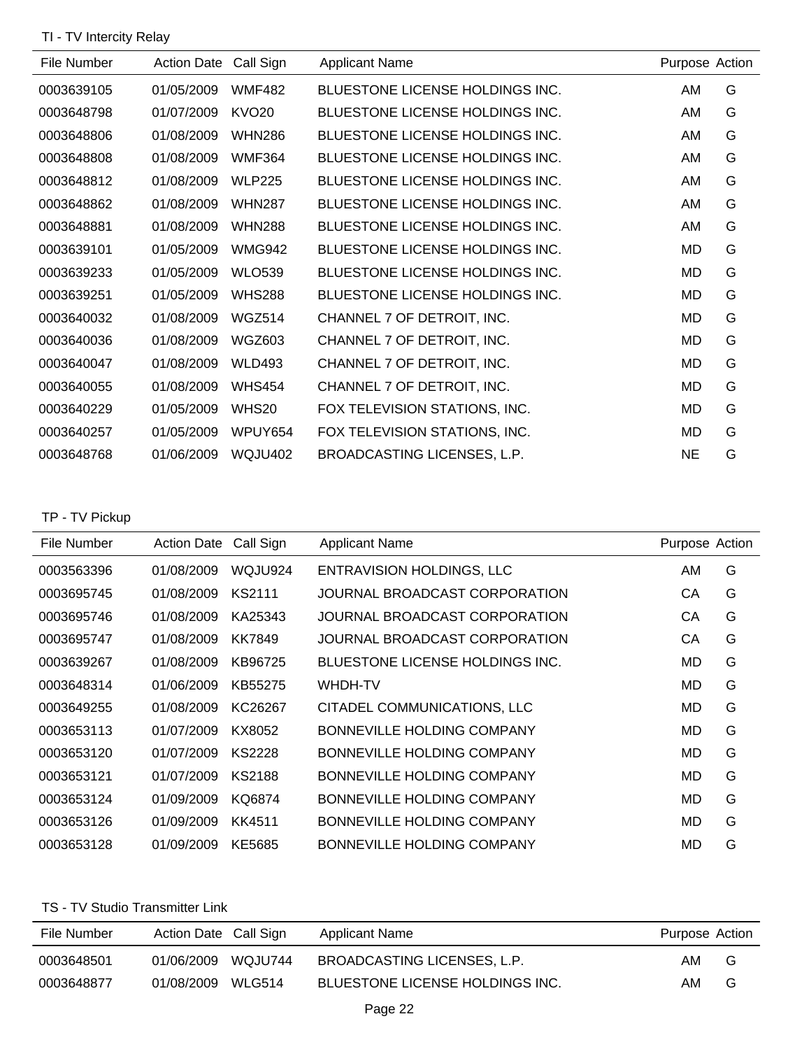## TI - TV Intercity Relay

| File Number | Action Date | Call Sign | Applicant Name | Purpose | Action |
|---|---|---|---|---|---|
| 0003639105 | 01/05/2009 | WMF482 | BLUESTONE LICENSE HOLDINGS INC. | AM | G |
| 0003648798 | 01/07/2009 | KVO20 | BLUESTONE LICENSE HOLDINGS INC. | AM | G |
| 0003648806 | 01/08/2009 | WHN286 | BLUESTONE LICENSE HOLDINGS INC. | AM | G |
| 0003648808 | 01/08/2009 | WMF364 | BLUESTONE LICENSE HOLDINGS INC. | AM | G |
| 0003648812 | 01/08/2009 | WLP225 | BLUESTONE LICENSE HOLDINGS INC. | AM | G |
| 0003648862 | 01/08/2009 | WHN287 | BLUESTONE LICENSE HOLDINGS INC. | AM | G |
| 0003648881 | 01/08/2009 | WHN288 | BLUESTONE LICENSE HOLDINGS INC. | AM | G |
| 0003639101 | 01/05/2009 | WMG942 | BLUESTONE LICENSE HOLDINGS INC. | MD | G |
| 0003639233 | 01/05/2009 | WLO539 | BLUESTONE LICENSE HOLDINGS INC. | MD | G |
| 0003639251 | 01/05/2009 | WHS288 | BLUESTONE LICENSE HOLDINGS INC. | MD | G |
| 0003640032 | 01/08/2009 | WGZ514 | CHANNEL 7 OF DETROIT, INC. | MD | G |
| 0003640036 | 01/08/2009 | WGZ603 | CHANNEL 7 OF DETROIT, INC. | MD | G |
| 0003640047 | 01/08/2009 | WLD493 | CHANNEL 7 OF DETROIT, INC. | MD | G |
| 0003640055 | 01/08/2009 | WHS454 | CHANNEL 7 OF DETROIT, INC. | MD | G |
| 0003640229 | 01/05/2009 | WHS20 | FOX TELEVISION STATIONS, INC. | MD | G |
| 0003640257 | 01/05/2009 | WPUY654 | FOX TELEVISION STATIONS, INC. | MD | G |
| 0003648768 | 01/06/2009 | WQJU402 | BROADCASTING LICENSES, L.P. | NE | G |

## TP - TV Pickup

| File Number | Action Date | Call Sign | Applicant Name | Purpose | Action |
|---|---|---|---|---|---|
| 0003563396 | 01/08/2009 | WQJU924 | ENTRAVISION HOLDINGS, LLC | AM | G |
| 0003695745 | 01/08/2009 | KS2111 | JOURNAL BROADCAST CORPORATION | CA | G |
| 0003695746 | 01/08/2009 | KA25343 | JOURNAL BROADCAST CORPORATION | CA | G |
| 0003695747 | 01/08/2009 | KK7849 | JOURNAL BROADCAST CORPORATION | CA | G |
| 0003639267 | 01/08/2009 | KB96725 | BLUESTONE LICENSE HOLDINGS INC. | MD | G |
| 0003648314 | 01/06/2009 | KB55275 | WHDH-TV | MD | G |
| 0003649255 | 01/08/2009 | KC26267 | CITADEL COMMUNICATIONS, LLC | MD | G |
| 0003653113 | 01/07/2009 | KX8052 | BONNEVILLE HOLDING COMPANY | MD | G |
| 0003653120 | 01/07/2009 | KS2228 | BONNEVILLE HOLDING COMPANY | MD | G |
| 0003653121 | 01/07/2009 | KS2188 | BONNEVILLE HOLDING COMPANY | MD | G |
| 0003653124 | 01/09/2009 | KQ6874 | BONNEVILLE HOLDING COMPANY | MD | G |
| 0003653126 | 01/09/2009 | KK4511 | BONNEVILLE HOLDING COMPANY | MD | G |
| 0003653128 | 01/09/2009 | KE5685 | BONNEVILLE HOLDING COMPANY | MD | G |

## TS - TV Studio Transmitter Link

| File Number | Action Date | Call Sign | Applicant Name | Purpose | Action |
|---|---|---|---|---|---|
| 0003648501 | 01/06/2009 | WQJU744 | BROADCASTING LICENSES, L.P. | AM | G |
| 0003648877 | 01/08/2009 | WLG514 | BLUESTONE LICENSE HOLDINGS INC. | AM | G |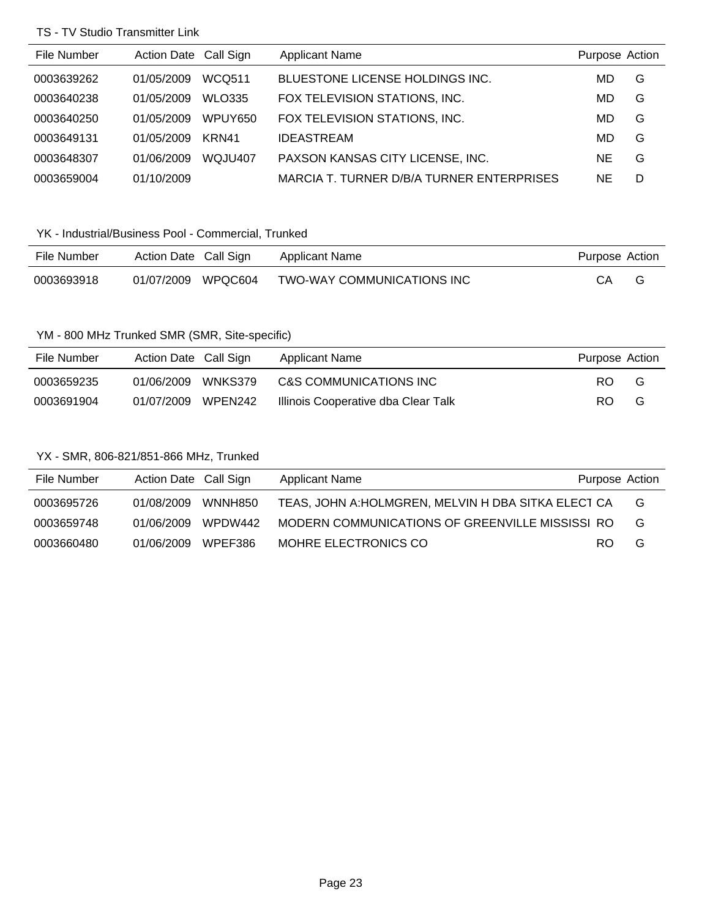## TS - TV Studio Transmitter Link

| File Number | Action Date | Call Sign | Applicant Name | Purpose | Action |
|---|---|---|---|---|---|
| 0003639262 | 01/05/2009 | WCQ511 | BLUESTONE LICENSE HOLDINGS INC. | MD | G |
| 0003640238 | 01/05/2009 | WLO335 | FOX TELEVISION STATIONS, INC. | MD | G |
| 0003640250 | 01/05/2009 | WPUY650 | FOX TELEVISION STATIONS, INC. | MD | G |
| 0003649131 | 01/05/2009 | KRN41 | IDEASTREAM | MD | G |
| 0003648307 | 01/06/2009 | WQJU407 | PAXSON KANSAS CITY LICENSE, INC. | NE | G |
| 0003659004 | 01/10/2009 | | MARCIA T. TURNER D/B/A TURNER ENTERPRISES | NE | D |

## YK - Industrial/Business Pool - Commercial, Trunked

| File Number | Action Date | Call Sign | Applicant Name | Purpose | Action |
|---|---|---|---|---|---|
| 0003693918 | 01/07/2009 | WPQC604 | TWO-WAY COMMUNICATIONS INC | CA | G |

## YM - 800 MHz Trunked SMR (SMR, Site-specific)

| File Number | Action Date | Call Sign | Applicant Name | Purpose | Action |
|---|---|---|---|---|---|
| 0003659235 | 01/06/2009 | WNKS379 | C&S COMMUNICATIONS INC | RO | G |
| 0003691904 | 01/07/2009 | WPEN242 | Illinois Cooperative dba Clear Talk | RO | G |

## YX - SMR, 806-821/851-866 MHz, Trunked

| File Number | Action Date | Call Sign | Applicant Name | Purpose | Action |
|---|---|---|---|---|---|
| 0003695726 | 01/08/2009 | WNNH850 | TEAS, JOHN A:HOLMGREN, MELVIN H DBA SITKA ELECT | CA | G |
| 0003659748 | 01/06/2009 | WPDW442 | MODERN COMMUNICATIONS OF GREENVILLE MISSISSI | RO | G |
| 0003660480 | 01/06/2009 | WPEF386 | MOHRE ELECTRONICS CO | RO | G |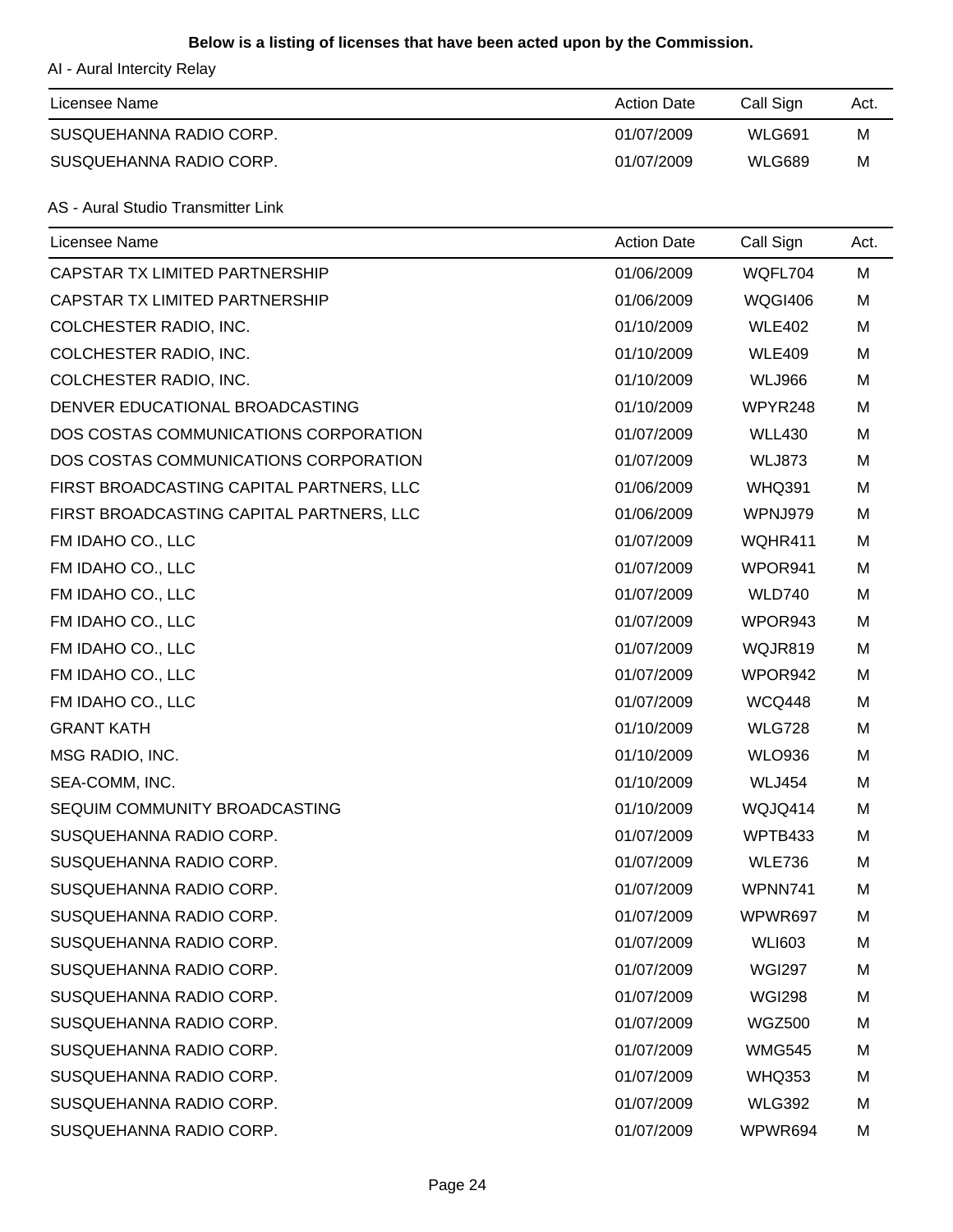**Below is a listing of licenses that have been acted upon by the Commission.**

AI - Aural Intercity Relay

| Licensee Name | Action Date | Call Sign | Act. |
|---|---|---|---|
| SUSQUEHANNA RADIO CORP. | 01/07/2009 | WLG691 | M |
| SUSQUEHANNA RADIO CORP. | 01/07/2009 | WLG689 | M |

AS - Aural Studio Transmitter Link

| Licensee Name | Action Date | Call Sign | Act. |
|---|---|---|---|
| CAPSTAR TX LIMITED PARTNERSHIP | 01/06/2009 | WQFL704 | M |
| CAPSTAR TX LIMITED PARTNERSHIP | 01/06/2009 | WQGI406 | M |
| COLCHESTER RADIO, INC. | 01/10/2009 | WLE402 | M |
| COLCHESTER RADIO, INC. | 01/10/2009 | WLE409 | M |
| COLCHESTER RADIO, INC. | 01/10/2009 | WLJ966 | M |
| DENVER EDUCATIONAL BROADCASTING | 01/10/2009 | WPYR248 | M |
| DOS COSTAS COMMUNICATIONS CORPORATION | 01/07/2009 | WLL430 | M |
| DOS COSTAS COMMUNICATIONS CORPORATION | 01/07/2009 | WLJ873 | M |
| FIRST BROADCASTING CAPITAL PARTNERS, LLC | 01/06/2009 | WHQ391 | M |
| FIRST BROADCASTING CAPITAL PARTNERS, LLC | 01/06/2009 | WPNJ979 | M |
| FM IDAHO CO., LLC | 01/07/2009 | WQHR411 | M |
| FM IDAHO CO., LLC | 01/07/2009 | WPOR941 | M |
| FM IDAHO CO., LLC | 01/07/2009 | WLD740 | M |
| FM IDAHO CO., LLC | 01/07/2009 | WPOR943 | M |
| FM IDAHO CO., LLC | 01/07/2009 | WQJR819 | M |
| FM IDAHO CO., LLC | 01/07/2009 | WPOR942 | M |
| FM IDAHO CO., LLC | 01/07/2009 | WCQ448 | M |
| GRANT KATH | 01/10/2009 | WLG728 | M |
| MSG RADIO, INC. | 01/10/2009 | WLO936 | M |
| SEA-COMM, INC. | 01/10/2009 | WLJ454 | M |
| SEQUIM COMMUNITY BROADCASTING | 01/10/2009 | WQJQ414 | M |
| SUSQUEHANNA RADIO CORP. | 01/07/2009 | WPTB433 | M |
| SUSQUEHANNA RADIO CORP. | 01/07/2009 | WLE736 | M |
| SUSQUEHANNA RADIO CORP. | 01/07/2009 | WPNN741 | M |
| SUSQUEHANNA RADIO CORP. | 01/07/2009 | WPWR697 | M |
| SUSQUEHANNA RADIO CORP. | 01/07/2009 | WLI603 | M |
| SUSQUEHANNA RADIO CORP. | 01/07/2009 | WGI297 | M |
| SUSQUEHANNA RADIO CORP. | 01/07/2009 | WGI298 | M |
| SUSQUEHANNA RADIO CORP. | 01/07/2009 | WGZ500 | M |
| SUSQUEHANNA RADIO CORP. | 01/07/2009 | WMG545 | M |
| SUSQUEHANNA RADIO CORP. | 01/07/2009 | WHQ353 | M |
| SUSQUEHANNA RADIO CORP. | 01/07/2009 | WLG392 | M |
| SUSQUEHANNA RADIO CORP. | 01/07/2009 | WPWR694 | M |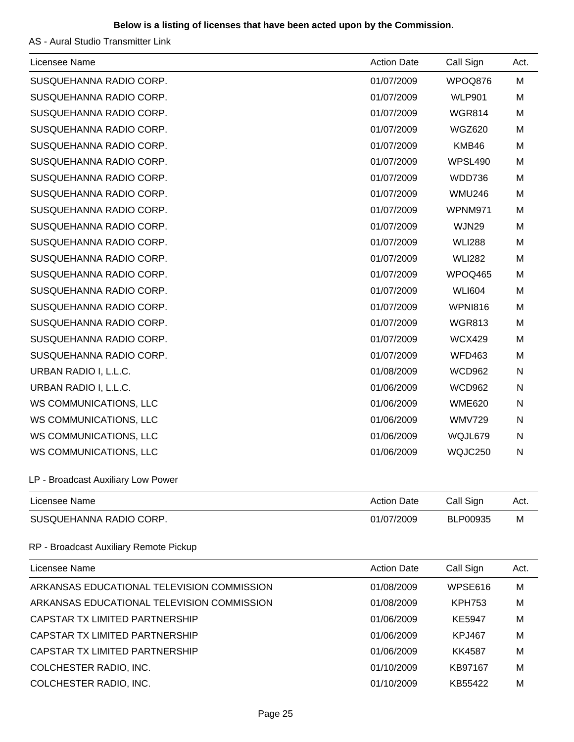**Below is a listing of licenses that have been acted upon by the Commission.**

AS - Aural Studio Transmitter Link

| Licensee Name | Action Date | Call Sign | Act. |
|---|---|---|---|
| SUSQUEHANNA RADIO CORP. | 01/07/2009 | WPOQ876 | M |
| SUSQUEHANNA RADIO CORP. | 01/07/2009 | WLP901 | M |
| SUSQUEHANNA RADIO CORP. | 01/07/2009 | WGR814 | M |
| SUSQUEHANNA RADIO CORP. | 01/07/2009 | WGZ620 | M |
| SUSQUEHANNA RADIO CORP. | 01/07/2009 | KMB46 | M |
| SUSQUEHANNA RADIO CORP. | 01/07/2009 | WPSL490 | M |
| SUSQUEHANNA RADIO CORP. | 01/07/2009 | WDD736 | M |
| SUSQUEHANNA RADIO CORP. | 01/07/2009 | WMU246 | M |
| SUSQUEHANNA RADIO CORP. | 01/07/2009 | WPNM971 | M |
| SUSQUEHANNA RADIO CORP. | 01/07/2009 | WJN29 | M |
| SUSQUEHANNA RADIO CORP. | 01/07/2009 | WLI288 | M |
| SUSQUEHANNA RADIO CORP. | 01/07/2009 | WLI282 | M |
| SUSQUEHANNA RADIO CORP. | 01/07/2009 | WPOQ465 | M |
| SUSQUEHANNA RADIO CORP. | 01/07/2009 | WLI604 | M |
| SUSQUEHANNA RADIO CORP. | 01/07/2009 | WPNI816 | M |
| SUSQUEHANNA RADIO CORP. | 01/07/2009 | WGR813 | M |
| SUSQUEHANNA RADIO CORP. | 01/07/2009 | WCX429 | M |
| SUSQUEHANNA RADIO CORP. | 01/07/2009 | WFD463 | M |
| URBAN RADIO I, L.L.C. | 01/08/2009 | WCD962 | N |
| URBAN RADIO I, L.L.C. | 01/06/2009 | WCD962 | N |
| WS COMMUNICATIONS, LLC | 01/06/2009 | WME620 | N |
| WS COMMUNICATIONS, LLC | 01/06/2009 | WMV729 | N |
| WS COMMUNICATIONS, LLC | 01/06/2009 | WQJL679 | N |
| WS COMMUNICATIONS, LLC | 01/06/2009 | WQJC250 | N |

LP - Broadcast Auxiliary Low Power

| Licensee Name | Action Date | Call Sign | Act. |
|---|---|---|---|
| SUSQUEHANNA RADIO CORP. | 01/07/2009 | BLP00935 | M |

RP - Broadcast Auxiliary Remote Pickup

| Licensee Name | Action Date | Call Sign | Act. |
|---|---|---|---|
| ARKANSAS EDUCATIONAL TELEVISION COMMISSION | 01/08/2009 | WPSE616 | M |
| ARKANSAS EDUCATIONAL TELEVISION COMMISSION | 01/08/2009 | KPH753 | M |
| CAPSTAR TX LIMITED PARTNERSHIP | 01/06/2009 | KE5947 | M |
| CAPSTAR TX LIMITED PARTNERSHIP | 01/06/2009 | KPJ467 | M |
| CAPSTAR TX LIMITED PARTNERSHIP | 01/06/2009 | KK4587 | M |
| COLCHESTER RADIO, INC. | 01/10/2009 | KB97167 | M |
| COLCHESTER RADIO, INC. | 01/10/2009 | KB55422 | M |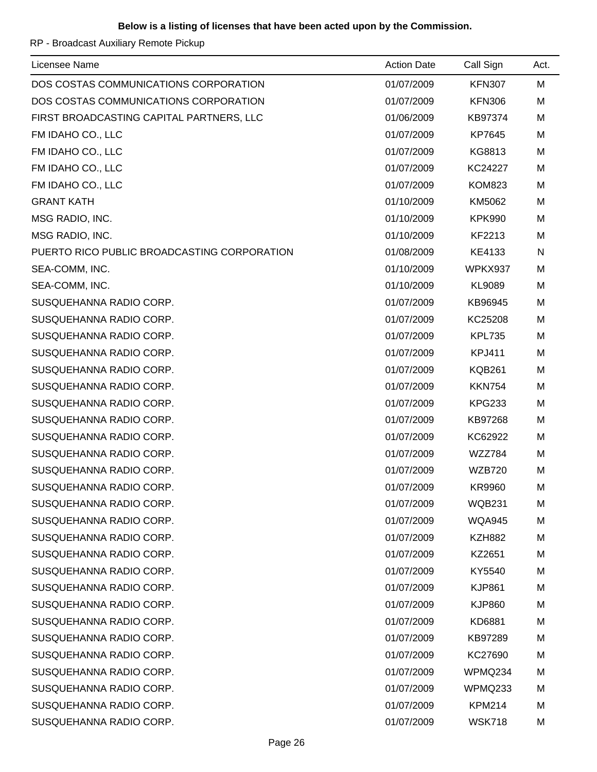**Below is a listing of licenses that have been acted upon by the Commission.**

RP - Broadcast Auxiliary Remote Pickup

| Licensee Name | Action Date | Call Sign | Act. |
|---|---|---|---|
| DOS COSTAS COMMUNICATIONS CORPORATION | 01/07/2009 | KFN307 | M |
| DOS COSTAS COMMUNICATIONS CORPORATION | 01/07/2009 | KFN306 | M |
| FIRST BROADCASTING CAPITAL PARTNERS, LLC | 01/06/2009 | KB97374 | M |
| FM IDAHO CO., LLC | 01/07/2009 | KP7645 | M |
| FM IDAHO CO., LLC | 01/07/2009 | KG8813 | M |
| FM IDAHO CO., LLC | 01/07/2009 | KC24227 | M |
| FM IDAHO CO., LLC | 01/07/2009 | KOM823 | M |
| GRANT KATH | 01/10/2009 | KM5062 | M |
| MSG RADIO, INC. | 01/10/2009 | KPK990 | M |
| MSG RADIO, INC. | 01/10/2009 | KF2213 | M |
| PUERTO RICO PUBLIC BROADCASTING CORPORATION | 01/08/2009 | KE4133 | N |
| SEA-COMM, INC. | 01/10/2009 | WPKX937 | M |
| SEA-COMM, INC. | 01/10/2009 | KL9089 | M |
| SUSQUEHANNA RADIO CORP. | 01/07/2009 | KB96945 | M |
| SUSQUEHANNA RADIO CORP. | 01/07/2009 | KC25208 | M |
| SUSQUEHANNA RADIO CORP. | 01/07/2009 | KPL735 | M |
| SUSQUEHANNA RADIO CORP. | 01/07/2009 | KPJ411 | M |
| SUSQUEHANNA RADIO CORP. | 01/07/2009 | KQB261 | M |
| SUSQUEHANNA RADIO CORP. | 01/07/2009 | KKN754 | M |
| SUSQUEHANNA RADIO CORP. | 01/07/2009 | KPG233 | M |
| SUSQUEHANNA RADIO CORP. | 01/07/2009 | KB97268 | M |
| SUSQUEHANNA RADIO CORP. | 01/07/2009 | KC62922 | M |
| SUSQUEHANNA RADIO CORP. | 01/07/2009 | WZZ784 | M |
| SUSQUEHANNA RADIO CORP. | 01/07/2009 | WZB720 | M |
| SUSQUEHANNA RADIO CORP. | 01/07/2009 | KR9960 | M |
| SUSQUEHANNA RADIO CORP. | 01/07/2009 | WQB231 | M |
| SUSQUEHANNA RADIO CORP. | 01/07/2009 | WQA945 | M |
| SUSQUEHANNA RADIO CORP. | 01/07/2009 | KZH882 | M |
| SUSQUEHANNA RADIO CORP. | 01/07/2009 | KZ2651 | M |
| SUSQUEHANNA RADIO CORP. | 01/07/2009 | KY5540 | M |
| SUSQUEHANNA RADIO CORP. | 01/07/2009 | KJP861 | M |
| SUSQUEHANNA RADIO CORP. | 01/07/2009 | KJP860 | M |
| SUSQUEHANNA RADIO CORP. | 01/07/2009 | KD6881 | M |
| SUSQUEHANNA RADIO CORP. | 01/07/2009 | KB97289 | M |
| SUSQUEHANNA RADIO CORP. | 01/07/2009 | KC27690 | M |
| SUSQUEHANNA RADIO CORP. | 01/07/2009 | WPMQ234 | M |
| SUSQUEHANNA RADIO CORP. | 01/07/2009 | WPMQ233 | M |
| SUSQUEHANNA RADIO CORP. | 01/07/2009 | KPM214 | M |
| SUSQUEHANNA RADIO CORP. | 01/07/2009 | WSK718 | M |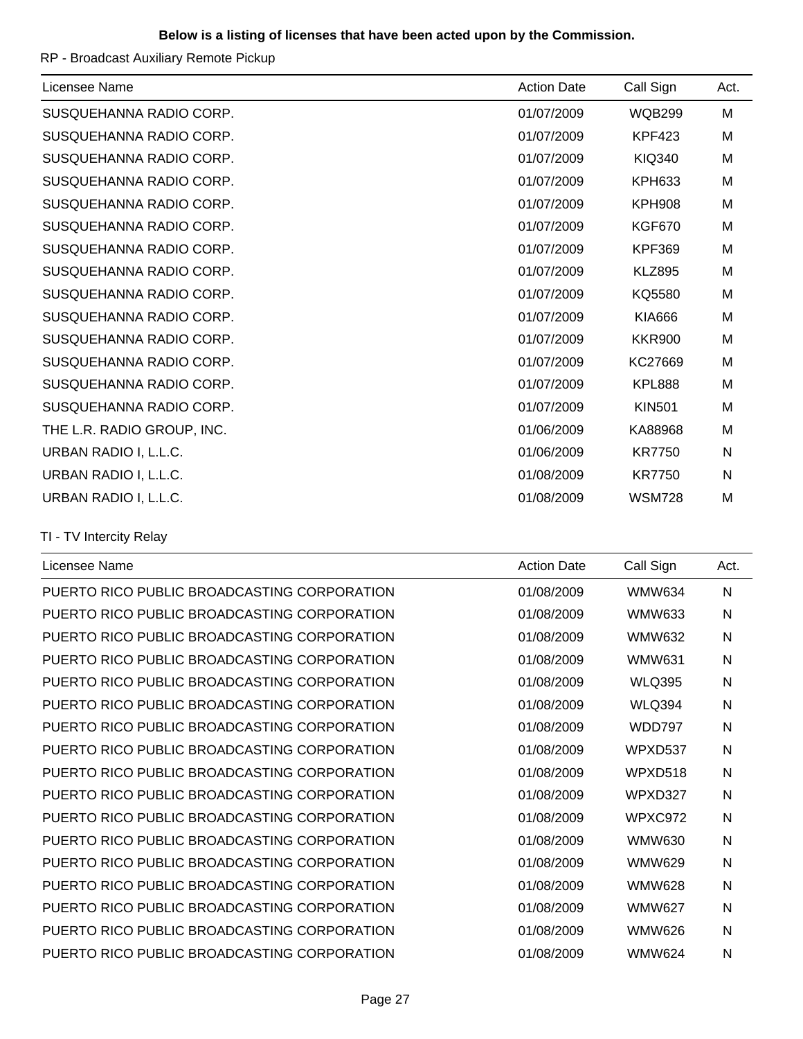**Below is a listing of licenses that have been acted upon by the Commission.**

RP - Broadcast Auxiliary Remote Pickup

| Licensee Name | Action Date | Call Sign | Act. |
|---|---|---|---|
| SUSQUEHANNA RADIO CORP. | 01/07/2009 | WQB299 | M |
| SUSQUEHANNA RADIO CORP. | 01/07/2009 | KPF423 | M |
| SUSQUEHANNA RADIO CORP. | 01/07/2009 | KIQ340 | M |
| SUSQUEHANNA RADIO CORP. | 01/07/2009 | KPH633 | M |
| SUSQUEHANNA RADIO CORP. | 01/07/2009 | KPH908 | M |
| SUSQUEHANNA RADIO CORP. | 01/07/2009 | KGF670 | M |
| SUSQUEHANNA RADIO CORP. | 01/07/2009 | KPF369 | M |
| SUSQUEHANNA RADIO CORP. | 01/07/2009 | KLZ895 | M |
| SUSQUEHANNA RADIO CORP. | 01/07/2009 | KQ5580 | M |
| SUSQUEHANNA RADIO CORP. | 01/07/2009 | KIA666 | M |
| SUSQUEHANNA RADIO CORP. | 01/07/2009 | KKR900 | M |
| SUSQUEHANNA RADIO CORP. | 01/07/2009 | KC27669 | M |
| SUSQUEHANNA RADIO CORP. | 01/07/2009 | KPL888 | M |
| SUSQUEHANNA RADIO CORP. | 01/07/2009 | KIN501 | M |
| THE L.R. RADIO GROUP, INC. | 01/06/2009 | KA88968 | M |
| URBAN RADIO I, L.L.C. | 01/06/2009 | KR7750 | N |
| URBAN RADIO I, L.L.C. | 01/08/2009 | KR7750 | N |
| URBAN RADIO I, L.L.C. | 01/08/2009 | WSM728 | M |

TI - TV Intercity Relay

| Licensee Name | Action Date | Call Sign | Act. |
|---|---|---|---|
| PUERTO RICO PUBLIC BROADCASTING CORPORATION | 01/08/2009 | WMW634 | N |
| PUERTO RICO PUBLIC BROADCASTING CORPORATION | 01/08/2009 | WMW633 | N |
| PUERTO RICO PUBLIC BROADCASTING CORPORATION | 01/08/2009 | WMW632 | N |
| PUERTO RICO PUBLIC BROADCASTING CORPORATION | 01/08/2009 | WMW631 | N |
| PUERTO RICO PUBLIC BROADCASTING CORPORATION | 01/08/2009 | WLQ395 | N |
| PUERTO RICO PUBLIC BROADCASTING CORPORATION | 01/08/2009 | WLQ394 | N |
| PUERTO RICO PUBLIC BROADCASTING CORPORATION | 01/08/2009 | WDD797 | N |
| PUERTO RICO PUBLIC BROADCASTING CORPORATION | 01/08/2009 | WPXD537 | N |
| PUERTO RICO PUBLIC BROADCASTING CORPORATION | 01/08/2009 | WPXD518 | N |
| PUERTO RICO PUBLIC BROADCASTING CORPORATION | 01/08/2009 | WPXD327 | N |
| PUERTO RICO PUBLIC BROADCASTING CORPORATION | 01/08/2009 | WPXC972 | N |
| PUERTO RICO PUBLIC BROADCASTING CORPORATION | 01/08/2009 | WMW630 | N |
| PUERTO RICO PUBLIC BROADCASTING CORPORATION | 01/08/2009 | WMW629 | N |
| PUERTO RICO PUBLIC BROADCASTING CORPORATION | 01/08/2009 | WMW628 | N |
| PUERTO RICO PUBLIC BROADCASTING CORPORATION | 01/08/2009 | WMW627 | N |
| PUERTO RICO PUBLIC BROADCASTING CORPORATION | 01/08/2009 | WMW626 | N |
| PUERTO RICO PUBLIC BROADCASTING CORPORATION | 01/08/2009 | WMW624 | N |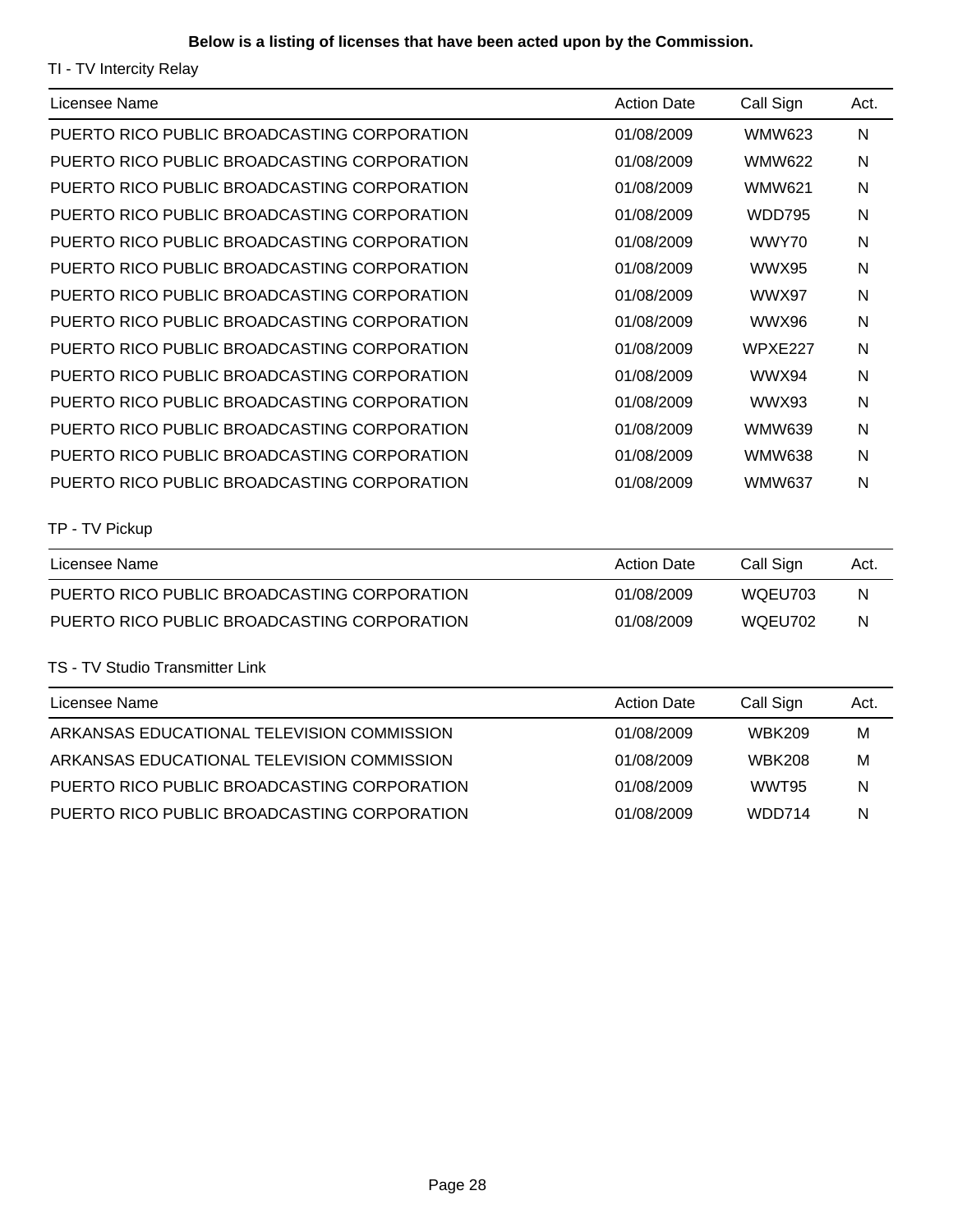**Below is a listing of licenses that have been acted upon by the Commission.**

TI - TV Intercity Relay

| Licensee Name | Action Date | Call Sign | Act. |
| --- | --- | --- | --- |
| PUERTO RICO PUBLIC BROADCASTING CORPORATION | 01/08/2009 | WMW623 | N |
| PUERTO RICO PUBLIC BROADCASTING CORPORATION | 01/08/2009 | WMW622 | N |
| PUERTO RICO PUBLIC BROADCASTING CORPORATION | 01/08/2009 | WMW621 | N |
| PUERTO RICO PUBLIC BROADCASTING CORPORATION | 01/08/2009 | WDD795 | N |
| PUERTO RICO PUBLIC BROADCASTING CORPORATION | 01/08/2009 | WWY70 | N |
| PUERTO RICO PUBLIC BROADCASTING CORPORATION | 01/08/2009 | WWX95 | N |
| PUERTO RICO PUBLIC BROADCASTING CORPORATION | 01/08/2009 | WWX97 | N |
| PUERTO RICO PUBLIC BROADCASTING CORPORATION | 01/08/2009 | WWX96 | N |
| PUERTO RICO PUBLIC BROADCASTING CORPORATION | 01/08/2009 | WPXE227 | N |
| PUERTO RICO PUBLIC BROADCASTING CORPORATION | 01/08/2009 | WWX94 | N |
| PUERTO RICO PUBLIC BROADCASTING CORPORATION | 01/08/2009 | WWX93 | N |
| PUERTO RICO PUBLIC BROADCASTING CORPORATION | 01/08/2009 | WMW639 | N |
| PUERTO RICO PUBLIC BROADCASTING CORPORATION | 01/08/2009 | WMW638 | N |
| PUERTO RICO PUBLIC BROADCASTING CORPORATION | 01/08/2009 | WMW637 | N |

TP - TV Pickup

| Licensee Name | Action Date | Call Sign | Act. |
| --- | --- | --- | --- |
| PUERTO RICO PUBLIC BROADCASTING CORPORATION | 01/08/2009 | WQEU703 | N |
| PUERTO RICO PUBLIC BROADCASTING CORPORATION | 01/08/2009 | WQEU702 | N |

TS - TV Studio Transmitter Link

| Licensee Name | Action Date | Call Sign | Act. |
| --- | --- | --- | --- |
| ARKANSAS EDUCATIONAL TELEVISION COMMISSION | 01/08/2009 | WBK209 | M |
| ARKANSAS EDUCATIONAL TELEVISION COMMISSION | 01/08/2009 | WBK208 | M |
| PUERTO RICO PUBLIC BROADCASTING CORPORATION | 01/08/2009 | WWT95 | N |
| PUERTO RICO PUBLIC BROADCASTING CORPORATION | 01/08/2009 | WDD714 | N |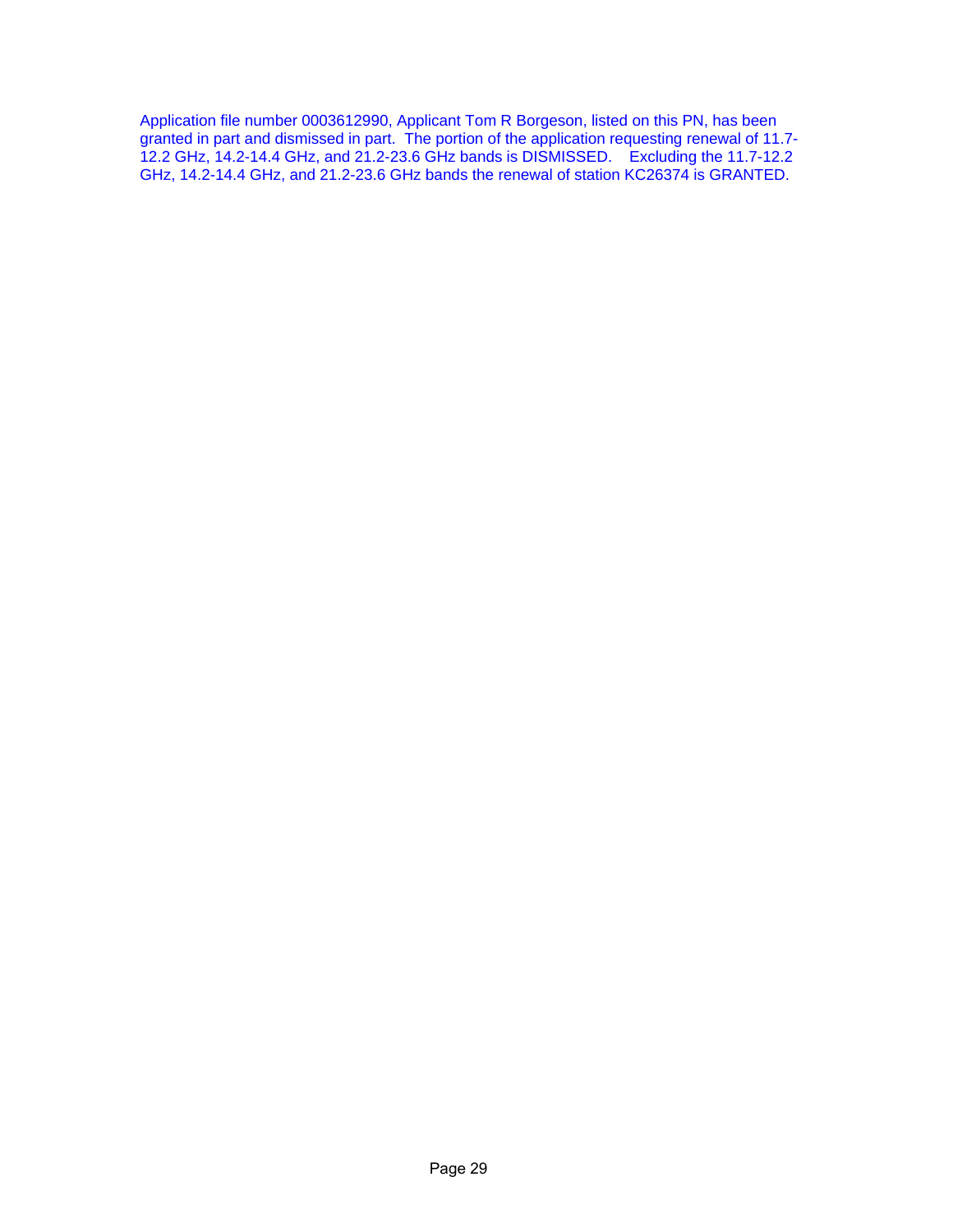Application file number 0003612990, Applicant Tom R Borgeson, listed on this PN, has been granted in part and dismissed in part. The portion of the application requesting renewal of 11.7-12.2 GHz, 14.2-14.4 GHz, and 21.2-23.6 GHz bands is DISMISSED. Excluding the 11.7-12.2 GHz, 14.2-14.4 GHz, and 21.2-23.6 GHz bands the renewal of station KC26374 is GRANTED.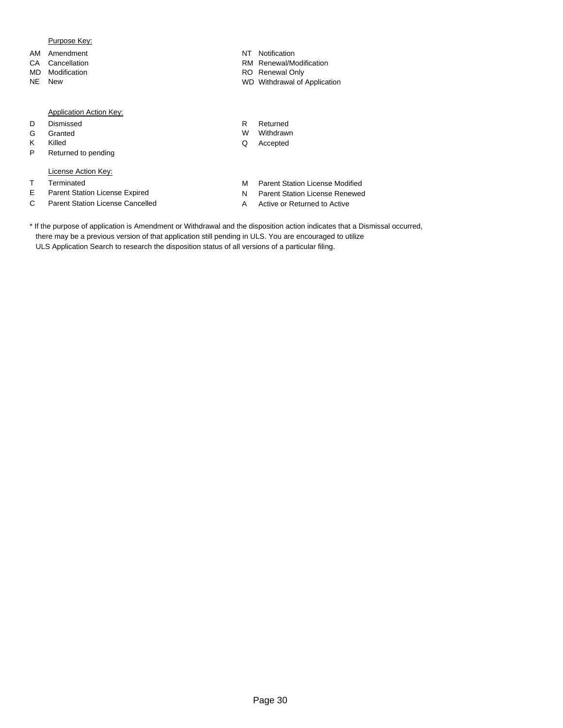Purpose Key:

AM Amendment
CA Cancellation
MD Modification
NE New
NT Notification
RM Renewal/Modification
RO Renewal Only
WD Withdrawal of Application

Application Action Key:

D Dismissed
G Granted
K Killed
P Returned to pending
R Returned
W Withdrawn
Q Accepted

License Action Key:

T Terminated
E Parent Station License Expired
C Parent Station License Cancelled
M Parent Station License Modified
N Parent Station License Renewed
A Active or Returned to Active

* If the purpose of application is Amendment or Withdrawal and the disposition action indicates that a Dismissal occurred, there may be a previous version of that application still pending in ULS. You are encouraged to utilize ULS Application Search to research the disposition status of all versions of a particular filing.